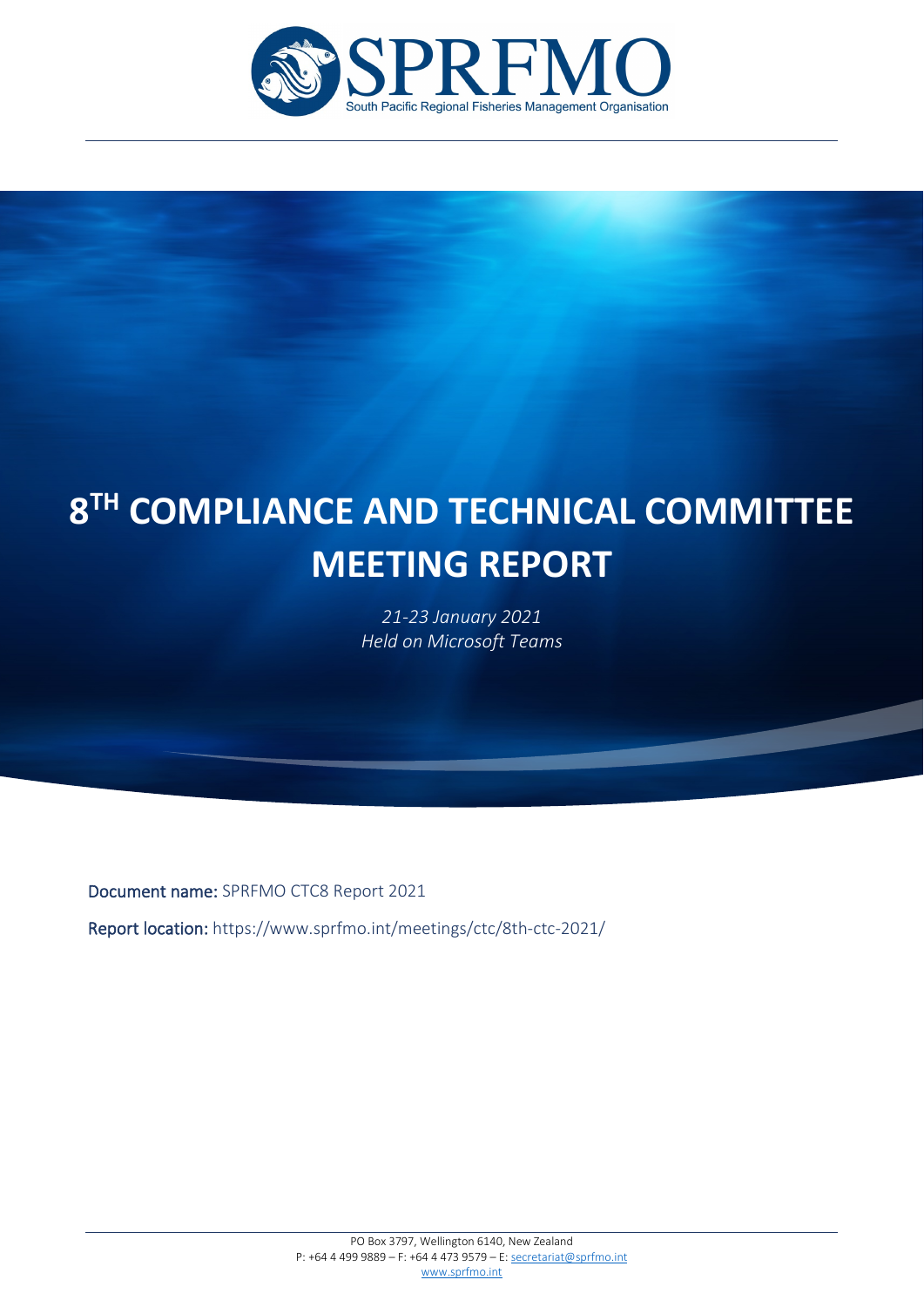# 8[TH] COMPLIANCE AND TECHNICAL COMMITTEE MEETING REPORT

*21-23 January 2021*
*Held on Microsoft Teams*

**Document name:** SPRFMO CTC8 Report 2021

**Report location:** https://www.sprfmo.int/meetings/ctc/8th-ctc-2021/

PO Box 3797, Wellington 6140, New Zealand
P: +64 4 499 9889 – F: +64 4 473 9579 – E: secretariat@sprfmo.int
www.sprfmo.int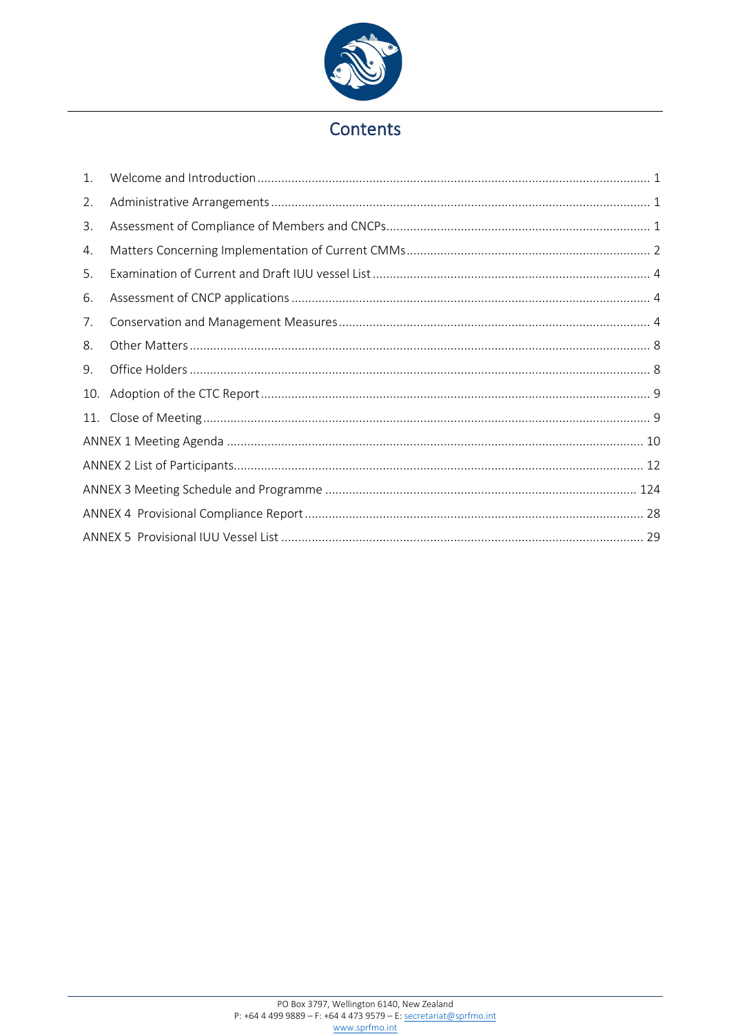# Contents

1. Welcome and Introduction ..................................................................................................... 1
2. Administrative Arrangements ............................................................................................... 1
3. Assessment of Compliance of Members and CNCPs............................................................. 1
4. Matters Concerning Implementation of Current CMMs ........................................................ 2
5. Examination of Current and Draft IUU vessel List ................................................................. 4
6. Assessment of CNCP applications ......................................................................................... 4
7. Conservation and Management Measures ........................................................................... 4
8. Other Matters ....................................................................................................................... 8
9. Office Holders ....................................................................................................................... 8
10. Adoption of the CTC Report .................................................................................................. 9
11. Close of Meeting ................................................................................................................... 9

ANNEX 1 Meeting Agenda ......................................................................................................... 10

ANNEX 2 List of Participants....................................................................................................... 12

ANNEX 3 Meeting Schedule and Programme ........................................................................... 124

ANNEX 4 Provisional Compliance Report .................................................................................. 28

ANNEX 5 Provisional IUU Vessel List ......................................................................................... 29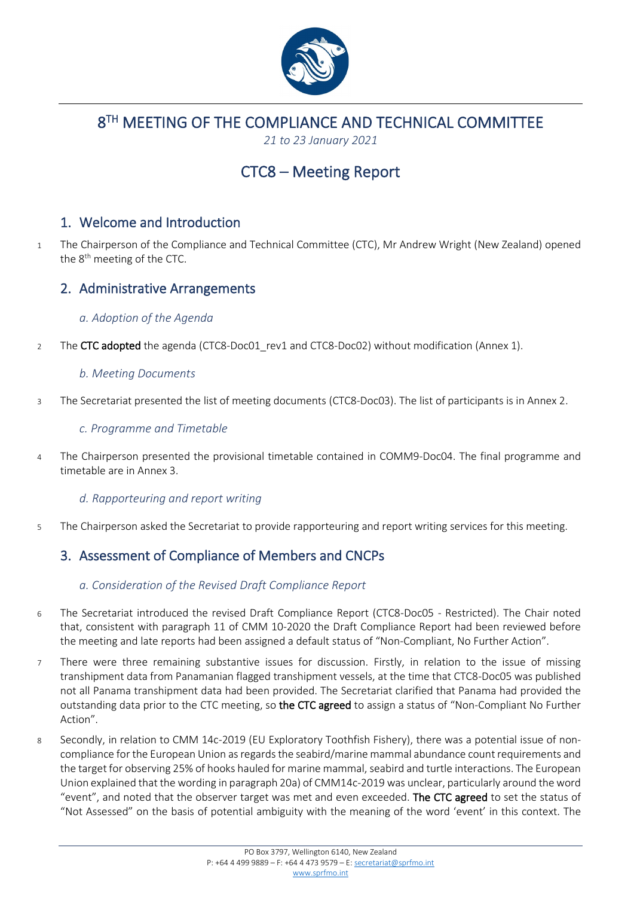# 8TH MEETING OF THE COMPLIANCE AND TECHNICAL COMMITTEE

*21 to 23 January 2021*

# CTC8 – Meeting Report

## 1. Welcome and Introduction

1 The Chairperson of the Compliance and Technical Committee (CTC), Mr Andrew Wright (New Zealand) opened the 8th meeting of the CTC.

## 2. Administrative Arrangements

### *a. Adoption of the Agenda*

2 The **CTC adopted** the agenda (CTC8-Doc01_rev1 and CTC8-Doc02) without modification (Annex 1).

### *b. Meeting Documents*

3 The Secretariat presented the list of meeting documents (CTC8-Doc03). The list of participants is in Annex 2.

### *c. Programme and Timetable*

4 The Chairperson presented the provisional timetable contained in COMM9-Doc04. The final programme and timetable are in Annex 3.

### *d. Rapporteuring and report writing*

5 The Chairperson asked the Secretariat to provide rapporteuring and report writing services for this meeting.

## 3. Assessment of Compliance of Members and CNCPs

### *a. Consideration of the Revised Draft Compliance Report*

6 The Secretariat introduced the revised Draft Compliance Report (CTC8-Doc05 - Restricted). The Chair noted that, consistent with paragraph 11 of CMM 10-2020 the Draft Compliance Report had been reviewed before the meeting and late reports had been assigned a default status of "Non-Compliant, No Further Action".

7 There were three remaining substantive issues for discussion. Firstly, in relation to the issue of missing transhipment data from Panamanian flagged transhipment vessels, at the time that CTC8-Doc05 was published not all Panama transhipment data had been provided. The Secretariat clarified that Panama had provided the outstanding data prior to the CTC meeting, so **the CTC agreed** to assign a status of "Non-Compliant No Further Action".

8 Secondly, in relation to CMM 14c-2019 (EU Exploratory Toothfish Fishery), there was a potential issue of non-compliance for the European Union as regards the seabird/marine mammal abundance count requirements and the target for observing 25% of hooks hauled for marine mammal, seabird and turtle interactions. The European Union explained that the wording in paragraph 20a) of CMM14c-2019 was unclear, particularly around the word "event", and noted that the observer target was met and even exceeded. **The CTC agreed** to set the status of "Not Assessed" on the basis of potential ambiguity with the meaning of the word 'event' in this context. The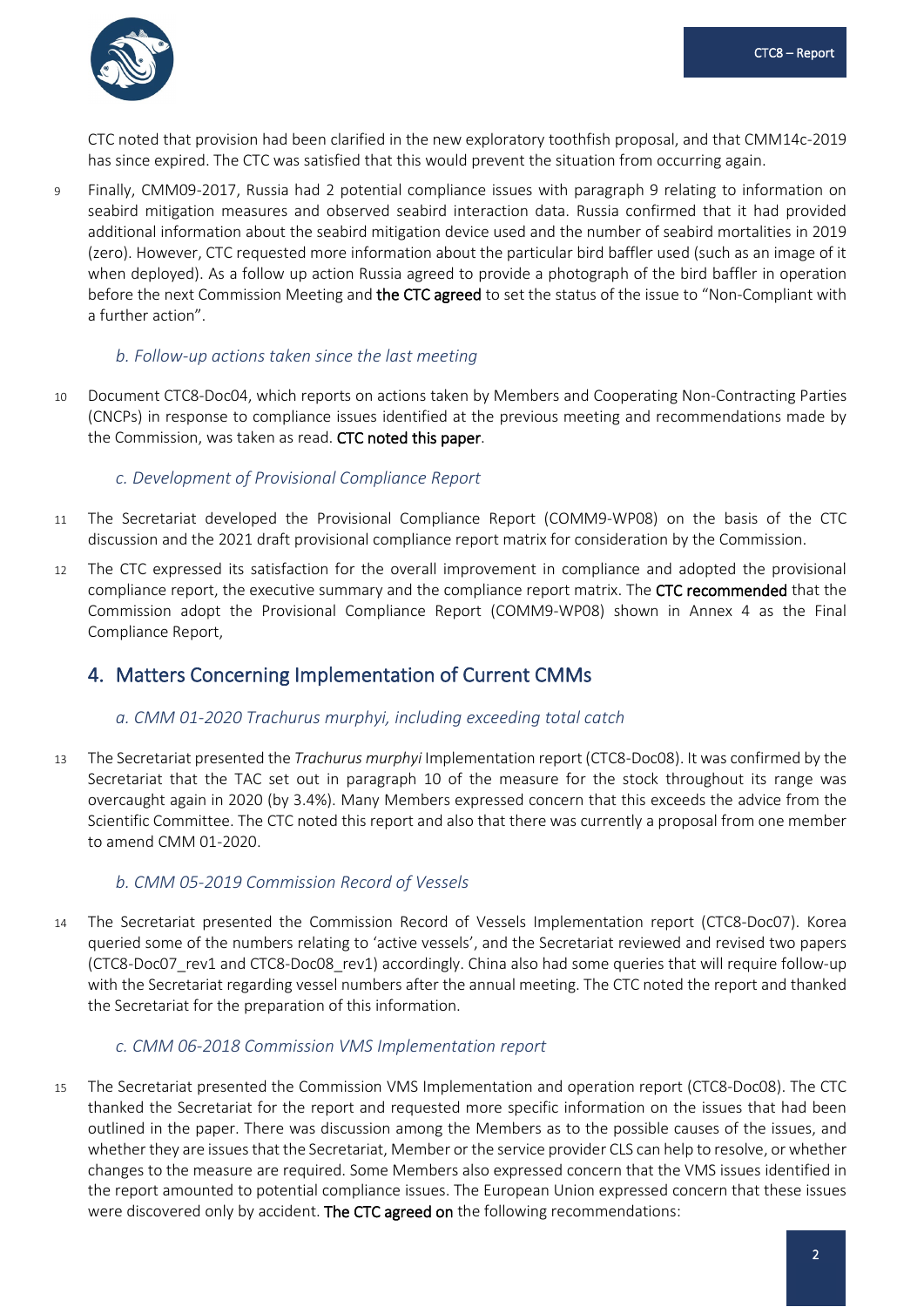CTC noted that provision had been clarified in the new exploratory toothfish proposal, and that CMM14c-2019 has since expired. The CTC was satisfied that this would prevent the situation from occurring again.

9 Finally, CMM09-2017, Russia had 2 potential compliance issues with paragraph 9 relating to information on seabird mitigation measures and observed seabird interaction data. Russia confirmed that it had provided additional information about the seabird mitigation device used and the number of seabird mortalities in 2019 (zero). However, CTC requested more information about the particular bird baffler used (such as an image of it when deployed). As a follow up action Russia agreed to provide a photograph of the bird baffler in operation before the next Commission Meeting and **the CTC agreed** to set the status of the issue to "Non-Compliant with a further action".

### b. Follow-up actions taken since the last meeting

10 Document CTC8-Doc04, which reports on actions taken by Members and Cooperating Non-Contracting Parties (CNCPs) in response to compliance issues identified at the previous meeting and recommendations made by the Commission, was taken as read. **CTC noted this paper**.

### c. Development of Provisional Compliance Report

11 The Secretariat developed the Provisional Compliance Report (COMM9-WP08) on the basis of the CTC discussion and the 2021 draft provisional compliance report matrix for consideration by the Commission.

12 The CTC expressed its satisfaction for the overall improvement in compliance and adopted the provisional compliance report, the executive summary and the compliance report matrix. The **CTC recommended** that the Commission adopt the Provisional Compliance Report (COMM9-WP08) shown in Annex 4 as the Final Compliance Report,

## 4. Matters Concerning Implementation of Current CMMs

### a. CMM 01-2020 *Trachurus murphyi*, including exceeding total catch

13 The Secretariat presented the *Trachurus murphyi* Implementation report (CTC8-Doc08). It was confirmed by the Secretariat that the TAC set out in paragraph 10 of the measure for the stock throughout its range was overcaught again in 2020 (by 3.4%). Many Members expressed concern that this exceeds the advice from the Scientific Committee. The CTC noted this report and also that there was currently a proposal from one member to amend CMM 01-2020.

### b. CMM 05-2019 Commission Record of Vessels

14 The Secretariat presented the Commission Record of Vessels Implementation report (CTC8-Doc07). Korea queried some of the numbers relating to 'active vessels', and the Secretariat reviewed and revised two papers (CTC8-Doc07_rev1 and CTC8-Doc08_rev1) accordingly. China also had some queries that will require follow-up with the Secretariat regarding vessel numbers after the annual meeting. The CTC noted the report and thanked the Secretariat for the preparation of this information.

### c. CMM 06-2018 Commission VMS Implementation report

15 The Secretariat presented the Commission VMS Implementation and operation report (CTC8-Doc08). The CTC thanked the Secretariat for the report and requested more specific information on the issues that had been outlined in the paper. There was discussion among the Members as to the possible causes of the issues, and whether they are issues that the Secretariat, Member or the service provider CLS can help to resolve, or whether changes to the measure are required. Some Members also expressed concern that the VMS issues identified in the report amounted to potential compliance issues. The European Union expressed concern that these issues were discovered only by accident. **The CTC agreed on** the following recommendations: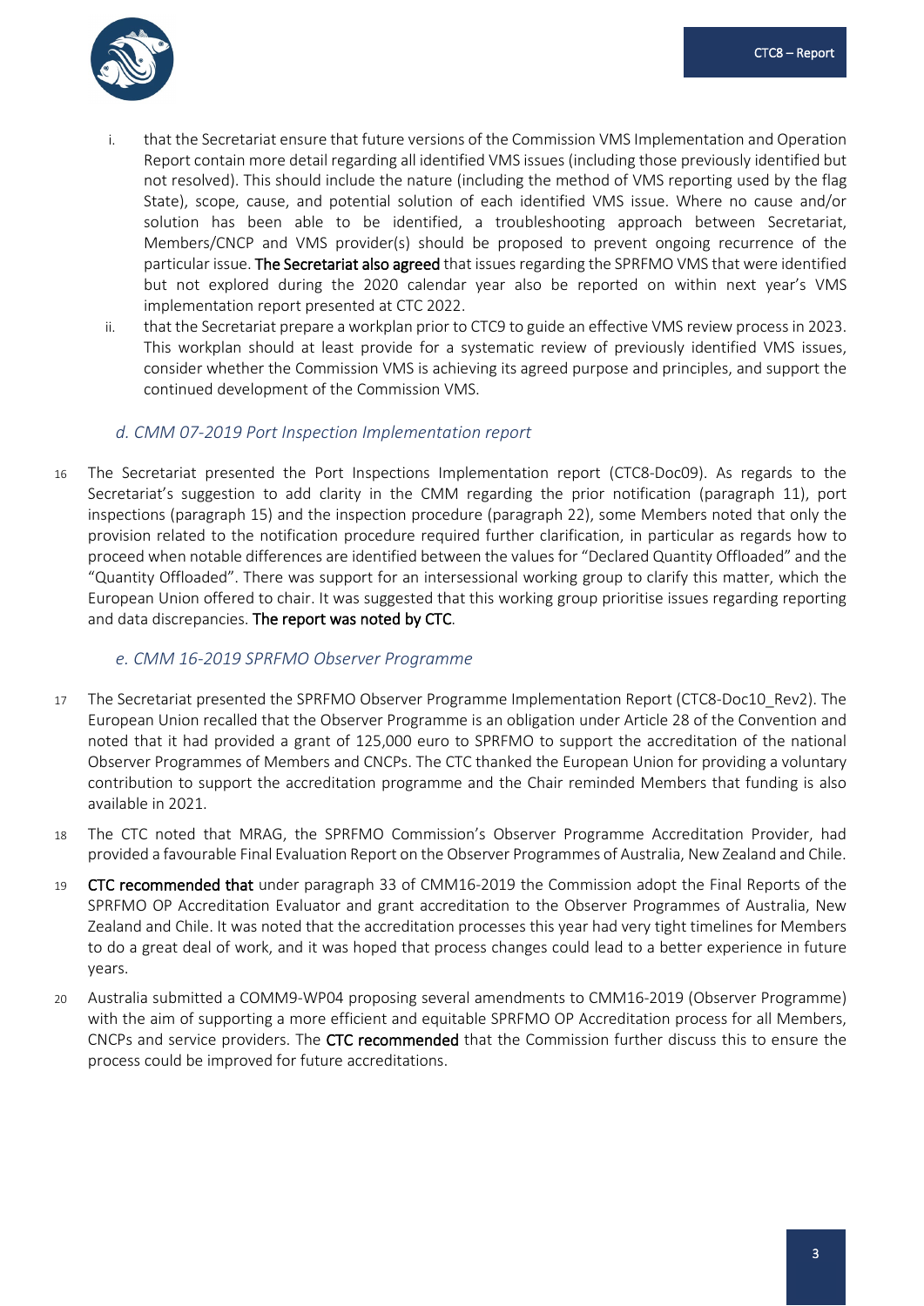i. that the Secretariat ensure that future versions of the Commission VMS Implementation and Operation Report contain more detail regarding all identified VMS issues (including those previously identified but not resolved). This should include the nature (including the method of VMS reporting used by the flag State), scope, cause, and potential solution of each identified VMS issue. Where no cause and/or solution has been able to be identified, a troubleshooting approach between Secretariat, Members/CNCP and VMS provider(s) should be proposed to prevent ongoing recurrence of the particular issue. **The Secretariat also agreed** that issues regarding the SPRFMO VMS that were identified but not explored during the 2020 calendar year also be reported on within next year's VMS implementation report presented at CTC 2022.

ii. that the Secretariat prepare a workplan prior to CTC9 to guide an effective VMS review process in 2023. This workplan should at least provide for a systematic review of previously identified VMS issues, consider whether the Commission VMS is achieving its agreed purpose and principles, and support the continued development of the Commission VMS.

### *d. CMM 07-2019 Port Inspection Implementation report*

16 The Secretariat presented the Port Inspections Implementation report (CTC8-Doc09). As regards to the Secretariat's suggestion to add clarity in the CMM regarding the prior notification (paragraph 11), port inspections (paragraph 15) and the inspection procedure (paragraph 22), some Members noted that only the provision related to the notification procedure required further clarification, in particular as regards how to proceed when notable differences are identified between the values for "Declared Quantity Offloaded" and the "Quantity Offloaded". There was support for an intersessional working group to clarify this matter, which the European Union offered to chair. It was suggested that this working group prioritise issues regarding reporting and data discrepancies. **The report was noted by CTC**.

### *e. CMM 16-2019 SPRFMO Observer Programme*

17 The Secretariat presented the SPRFMO Observer Programme Implementation Report (CTC8-Doc10_Rev2). The European Union recalled that the Observer Programme is an obligation under Article 28 of the Convention and noted that it had provided a grant of 125,000 euro to SPRFMO to support the accreditation of the national Observer Programmes of Members and CNCPs. The CTC thanked the European Union for providing a voluntary contribution to support the accreditation programme and the Chair reminded Members that funding is also available in 2021.

18 The CTC noted that MRAG, the SPRFMO Commission's Observer Programme Accreditation Provider, had provided a favourable Final Evaluation Report on the Observer Programmes of Australia, New Zealand and Chile.

19 **CTC recommended that** under paragraph 33 of CMM16-2019 the Commission adopt the Final Reports of the SPRFMO OP Accreditation Evaluator and grant accreditation to the Observer Programmes of Australia, New Zealand and Chile. It was noted that the accreditation processes this year had very tight timelines for Members to do a great deal of work, and it was hoped that process changes could lead to a better experience in future years.

20 Australia submitted a COMM9-WP04 proposing several amendments to CMM16-2019 (Observer Programme) with the aim of supporting a more efficient and equitable SPRFMO OP Accreditation process for all Members, CNCPs and service providers. The **CTC recommended** that the Commission further discuss this to ensure the process could be improved for future accreditations.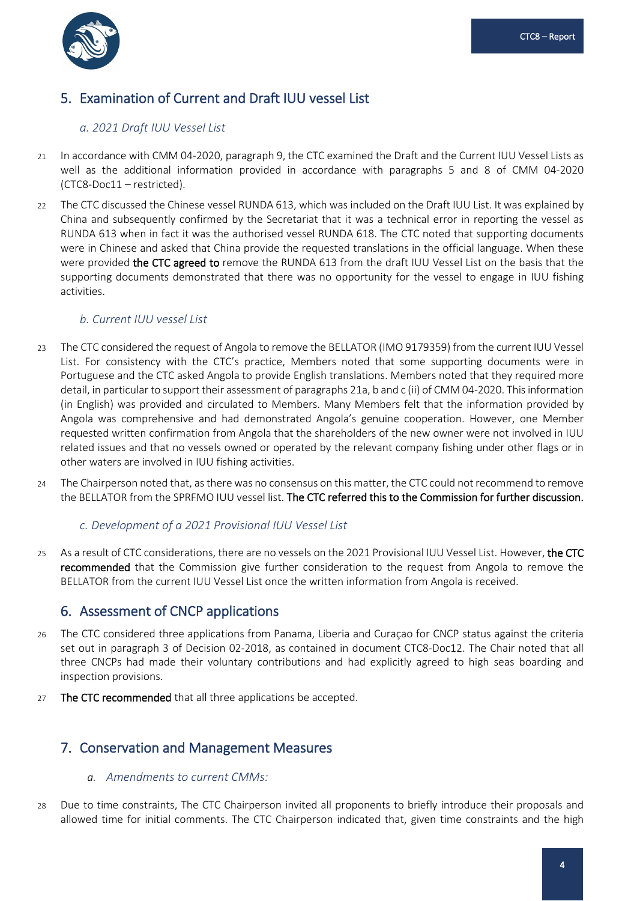## 5. Examination of Current and Draft IUU vessel List

### *a. 2021 Draft IUU Vessel List*

21 In accordance with CMM 04-2020, paragraph 9, the CTC examined the Draft and the Current IUU Vessel Lists as well as the additional information provided in accordance with paragraphs 5 and 8 of CMM 04-2020 (CTC8-Doc11 – restricted).

22 The CTC discussed the Chinese vessel RUNDA 613, which was included on the Draft IUU List. It was explained by China and subsequently confirmed by the Secretariat that it was a technical error in reporting the vessel as RUNDA 613 when in fact it was the authorised vessel RUNDA 618. The CTC noted that supporting documents were in Chinese and asked that China provide the requested translations in the official language. When these were provided **the CTC agreed to** remove the RUNDA 613 from the draft IUU Vessel List on the basis that the supporting documents demonstrated that there was no opportunity for the vessel to engage in IUU fishing activities.

### *b. Current IUU vessel List*

23 The CTC considered the request of Angola to remove the BELLATOR (IMO 9179359) from the current IUU Vessel List. For consistency with the CTC's practice, Members noted that some supporting documents were in Portuguese and the CTC asked Angola to provide English translations. Members noted that they required more detail, in particular to support their assessment of paragraphs 21a, b and c (ii) of CMM 04-2020. This information (in English) was provided and circulated to Members. Many Members felt that the information provided by Angola was comprehensive and had demonstrated Angola's genuine cooperation. However, one Member requested written confirmation from Angola that the shareholders of the new owner were not involved in IUU related issues and that no vessels owned or operated by the relevant company fishing under other flags or in other waters are involved in IUU fishing activities.

24 The Chairperson noted that, as there was no consensus on this matter, the CTC could not recommend to remove the BELLATOR from the SPRFMO IUU vessel list. **The CTC referred this to the Commission for further discussion.**

### *c. Development of a 2021 Provisional IUU Vessel List*

25 As a result of CTC considerations, there are no vessels on the 2021 Provisional IUU Vessel List. However, **the CTC recommended** that the Commission give further consideration to the request from Angola to remove the BELLATOR from the current IUU Vessel List once the written information from Angola is received.

## 6. Assessment of CNCP applications

26 The CTC considered three applications from Panama, Liberia and Curaçao for CNCP status against the criteria set out in paragraph 3 of Decision 02-2018, as contained in document CTC8-Doc12. The Chair noted that all three CNCPs had made their voluntary contributions and had explicitly agreed to high seas boarding and inspection provisions.

27 **The CTC recommended** that all three applications be accepted.

## 7. Conservation and Management Measures

### *a. Amendments to current CMMs:*

28 Due to time constraints, The CTC Chairperson invited all proponents to briefly introduce their proposals and allowed time for initial comments. The CTC Chairperson indicated that, given time constraints and the high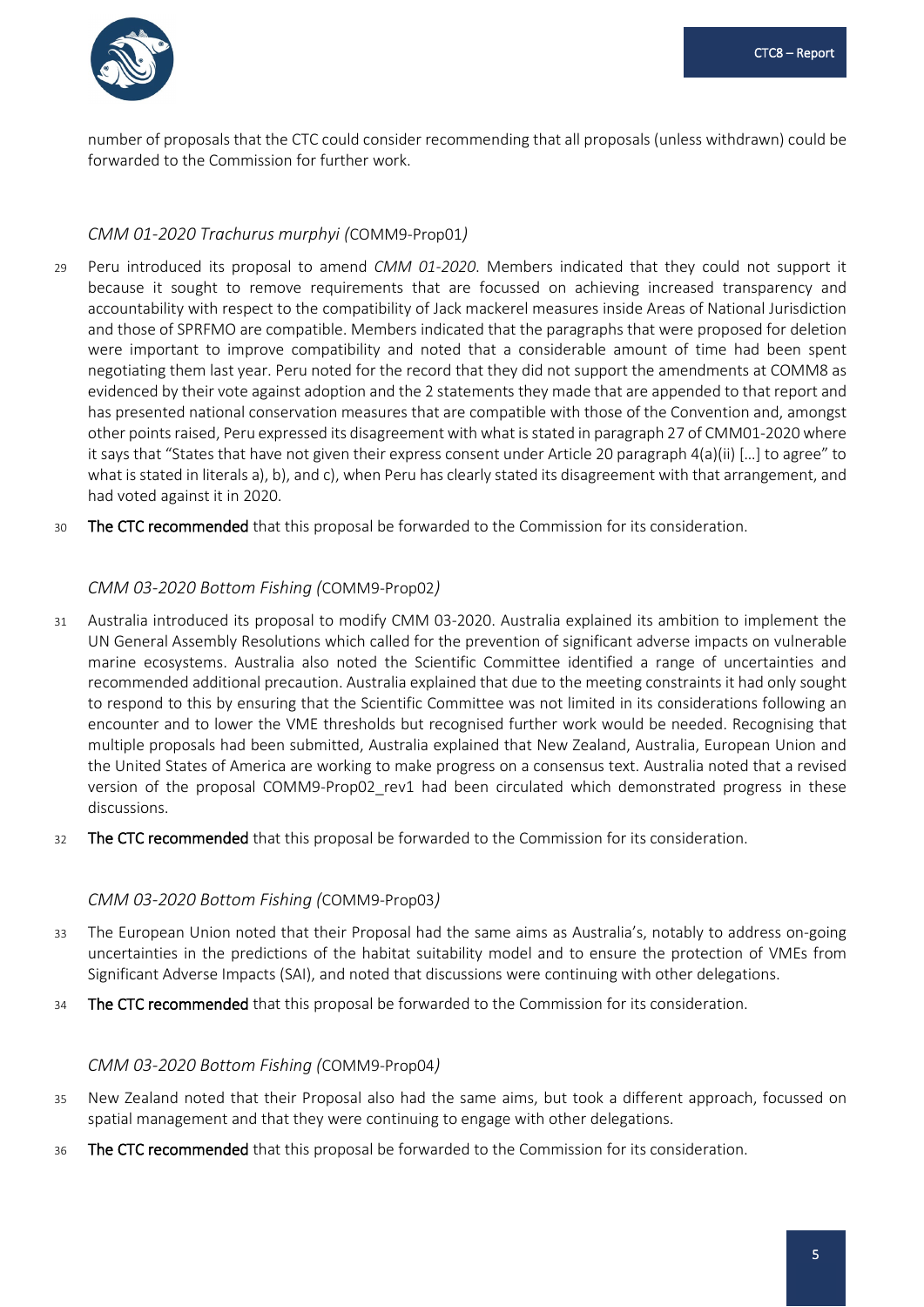number of proposals that the CTC could consider recommending that all proposals (unless withdrawn) could be forwarded to the Commission for further work.

### *CMM 01-2020 Trachurus murphyi (*COMM9-Prop01*)*

29 Peru introduced its proposal to amend *CMM 01-2020*. Members indicated that they could not support it because it sought to remove requirements that are focussed on achieving increased transparency and accountability with respect to the compatibility of Jack mackerel measures inside Areas of National Jurisdiction and those of SPRFMO are compatible. Members indicated that the paragraphs that were proposed for deletion were important to improve compatibility and noted that a considerable amount of time had been spent negotiating them last year. Peru noted for the record that they did not support the amendments at COMM8 as evidenced by their vote against adoption and the 2 statements they made that are appended to that report and has presented national conservation measures that are compatible with those of the Convention and, amongst other points raised, Peru expressed its disagreement with what is stated in paragraph 27 of CMM01-2020 where it says that "States that have not given their express consent under Article 20 paragraph 4(a)(ii) […] to agree" to what is stated in literals a), b), and c), when Peru has clearly stated its disagreement with that arrangement, and had voted against it in 2020.

30 **The CTC recommended** that this proposal be forwarded to the Commission for its consideration.

### *CMM 03-2020 Bottom Fishing (*COMM9-Prop02*)*

31 Australia introduced its proposal to modify CMM 03-2020. Australia explained its ambition to implement the UN General Assembly Resolutions which called for the prevention of significant adverse impacts on vulnerable marine ecosystems. Australia also noted the Scientific Committee identified a range of uncertainties and recommended additional precaution. Australia explained that due to the meeting constraints it had only sought to respond to this by ensuring that the Scientific Committee was not limited in its considerations following an encounter and to lower the VME thresholds but recognised further work would be needed. Recognising that multiple proposals had been submitted, Australia explained that New Zealand, Australia, European Union and the United States of America are working to make progress on a consensus text. Australia noted that a revised version of the proposal COMM9-Prop02_rev1 had been circulated which demonstrated progress in these discussions.

32 **The CTC recommended** that this proposal be forwarded to the Commission for its consideration.

### *CMM 03-2020 Bottom Fishing (*COMM9-Prop03*)*

33 The European Union noted that their Proposal had the same aims as Australia's, notably to address on-going uncertainties in the predictions of the habitat suitability model and to ensure the protection of VMEs from Significant Adverse Impacts (SAI), and noted that discussions were continuing with other delegations.

34 **The CTC recommended** that this proposal be forwarded to the Commission for its consideration.

### *CMM 03-2020 Bottom Fishing (*COMM9-Prop04*)*

35 New Zealand noted that their Proposal also had the same aims, but took a different approach, focussed on spatial management and that they were continuing to engage with other delegations.

36 **The CTC recommended** that this proposal be forwarded to the Commission for its consideration.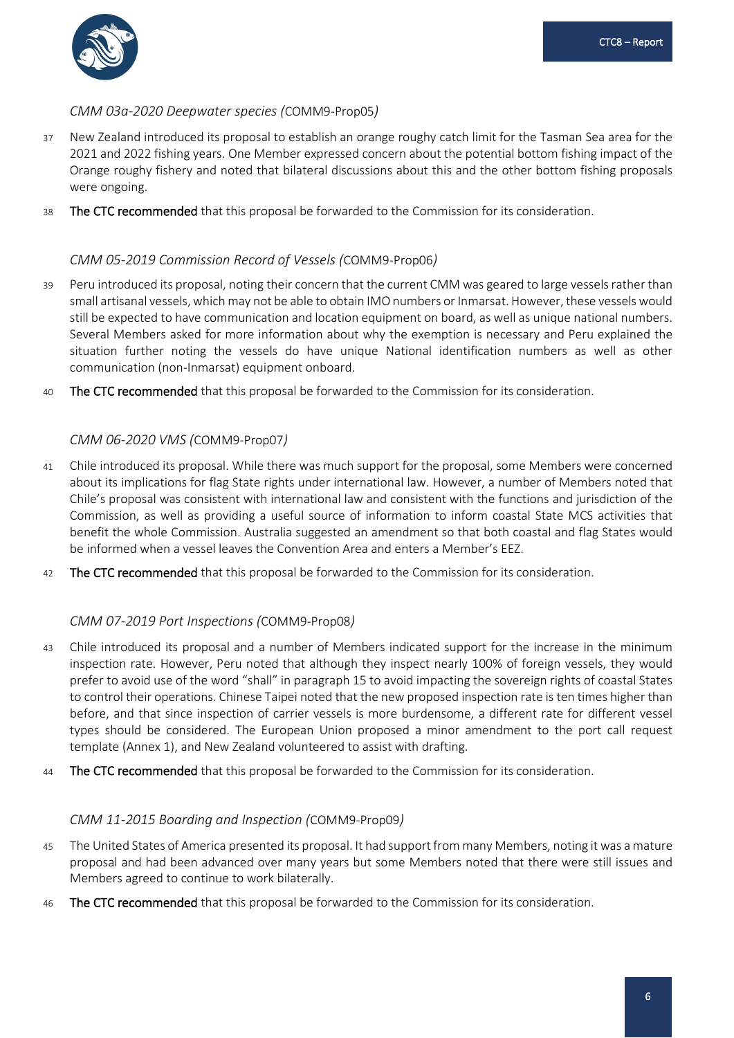*CMM 03a-2020 Deepwater species (*COMM9-Prop05*)*

37 New Zealand introduced its proposal to establish an orange roughy catch limit for the Tasman Sea area for the 2021 and 2022 fishing years. One Member expressed concern about the potential bottom fishing impact of the Orange roughy fishery and noted that bilateral discussions about this and the other bottom fishing proposals were ongoing.

38 **The CTC recommended** that this proposal be forwarded to the Commission for its consideration.

*CMM 05-2019 Commission Record of Vessels (*COMM9-Prop06*)*

39 Peru introduced its proposal, noting their concern that the current CMM was geared to large vessels rather than small artisanal vessels, which may not be able to obtain IMO numbers or Inmarsat. However, these vessels would still be expected to have communication and location equipment on board, as well as unique national numbers. Several Members asked for more information about why the exemption is necessary and Peru explained the situation further noting the vessels do have unique National identification numbers as well as other communication (non-Inmarsat) equipment onboard.

40 **The CTC recommended** that this proposal be forwarded to the Commission for its consideration.

*CMM 06-2020 VMS (*COMM9-Prop07*)*

41 Chile introduced its proposal. While there was much support for the proposal, some Members were concerned about its implications for flag State rights under international law. However, a number of Members noted that Chile's proposal was consistent with international law and consistent with the functions and jurisdiction of the Commission, as well as providing a useful source of information to inform coastal State MCS activities that benefit the whole Commission. Australia suggested an amendment so that both coastal and flag States would be informed when a vessel leaves the Convention Area and enters a Member's EEZ.

42 **The CTC recommended** that this proposal be forwarded to the Commission for its consideration.

*CMM 07-2019 Port Inspections (*COMM9-Prop08*)*

43 Chile introduced its proposal and a number of Members indicated support for the increase in the minimum inspection rate. However, Peru noted that although they inspect nearly 100% of foreign vessels, they would prefer to avoid use of the word "shall" in paragraph 15 to avoid impacting the sovereign rights of coastal States to control their operations. Chinese Taipei noted that the new proposed inspection rate is ten times higher than before, and that since inspection of carrier vessels is more burdensome, a different rate for different vessel types should be considered. The European Union proposed a minor amendment to the port call request template (Annex 1), and New Zealand volunteered to assist with drafting.

44 **The CTC recommended** that this proposal be forwarded to the Commission for its consideration.

*CMM 11-2015 Boarding and Inspection (*COMM9-Prop09*)*

45 The United States of America presented its proposal. It had support from many Members, noting it was a mature proposal and had been advanced over many years but some Members noted that there were still issues and Members agreed to continue to work bilaterally.

46 **The CTC recommended** that this proposal be forwarded to the Commission for its consideration.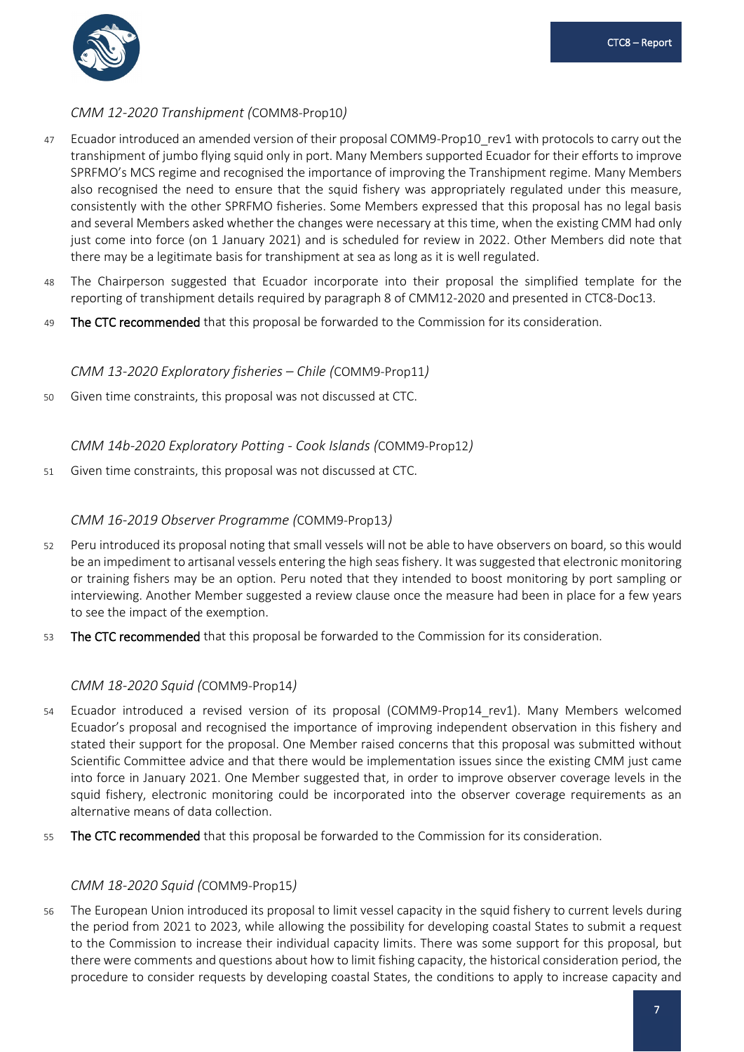*CMM 12-2020 Transhipment (*COMM8-Prop10*)*

47 Ecuador introduced an amended version of their proposal COMM9-Prop10_rev1 with protocols to carry out the transhipment of jumbo flying squid only in port. Many Members supported Ecuador for their efforts to improve SPRFMO's MCS regime and recognised the importance of improving the Transhipment regime. Many Members also recognised the need to ensure that the squid fishery was appropriately regulated under this measure, consistently with the other SPRFMO fisheries. Some Members expressed that this proposal has no legal basis and several Members asked whether the changes were necessary at this time, when the existing CMM had only just come into force (on 1 January 2021) and is scheduled for review in 2022. Other Members did note that there may be a legitimate basis for transhipment at sea as long as it is well regulated.

48 The Chairperson suggested that Ecuador incorporate into their proposal the simplified template for the reporting of transhipment details required by paragraph 8 of CMM12-2020 and presented in CTC8-Doc13.

49 **The CTC recommended** that this proposal be forwarded to the Commission for its consideration.

*CMM 13-2020 Exploratory fisheries – Chile (*COMM9-Prop11*)*

50 Given time constraints, this proposal was not discussed at CTC.

*CMM 14b-2020 Exploratory Potting - Cook Islands (*COMM9-Prop12*)*

51 Given time constraints, this proposal was not discussed at CTC.

*CMM 16-2019 Observer Programme (*COMM9-Prop13*)*

52 Peru introduced its proposal noting that small vessels will not be able to have observers on board, so this would be an impediment to artisanal vessels entering the high seas fishery. It was suggested that electronic monitoring or training fishers may be an option. Peru noted that they intended to boost monitoring by port sampling or interviewing. Another Member suggested a review clause once the measure had been in place for a few years to see the impact of the exemption.

53 **The CTC recommended** that this proposal be forwarded to the Commission for its consideration.

*CMM 18-2020 Squid (*COMM9-Prop14*)*

54 Ecuador introduced a revised version of its proposal (COMM9-Prop14_rev1). Many Members welcomed Ecuador's proposal and recognised the importance of improving independent observation in this fishery and stated their support for the proposal. One Member raised concerns that this proposal was submitted without Scientific Committee advice and that there would be implementation issues since the existing CMM just came into force in January 2021. One Member suggested that, in order to improve observer coverage levels in the squid fishery, electronic monitoring could be incorporated into the observer coverage requirements as an alternative means of data collection.

55 **The CTC recommended** that this proposal be forwarded to the Commission for its consideration.

*CMM 18-2020 Squid (*COMM9-Prop15*)*

56 The European Union introduced its proposal to limit vessel capacity in the squid fishery to current levels during the period from 2021 to 2023, while allowing the possibility for developing coastal States to submit a request to the Commission to increase their individual capacity limits. There was some support for this proposal, but there were comments and questions about how to limit fishing capacity, the historical consideration period, the procedure to consider requests by developing coastal States, the conditions to apply to increase capacity and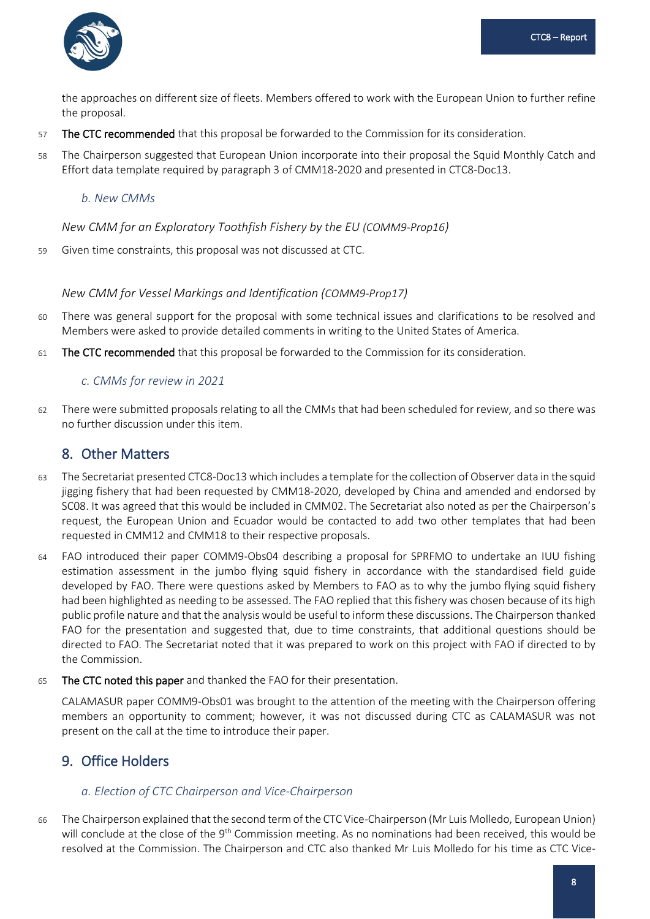the approaches on different size of fleets. Members offered to work with the European Union to further refine the proposal.

57 **The CTC recommended** that this proposal be forwarded to the Commission for its consideration.

58 The Chairperson suggested that European Union incorporate into their proposal the Squid Monthly Catch and Effort data template required by paragraph 3 of CMM18-2020 and presented in CTC8-Doc13.

### *b. New CMMs*

*New CMM for an Exploratory Toothfish Fishery by the EU (COMM9-Prop16)*

59 Given time constraints, this proposal was not discussed at CTC.

*New CMM for Vessel Markings and Identification (COMM9-Prop17)*

60 There was general support for the proposal with some technical issues and clarifications to be resolved and Members were asked to provide detailed comments in writing to the United States of America.

61 **The CTC recommended** that this proposal be forwarded to the Commission for its consideration.

### *c. CMMs for review in 2021*

62 There were submitted proposals relating to all the CMMs that had been scheduled for review, and so there was no further discussion under this item.

## 8. Other Matters

63 The Secretariat presented CTC8-Doc13 which includes a template for the collection of Observer data in the squid jigging fishery that had been requested by CMM18-2020, developed by China and amended and endorsed by SC08. It was agreed that this would be included in CMM02. The Secretariat also noted as per the Chairperson's request, the European Union and Ecuador would be contacted to add two other templates that had been requested in CMM12 and CMM18 to their respective proposals.

64 FAO introduced their paper COMM9-Obs04 describing a proposal for SPRFMO to undertake an IUU fishing estimation assessment in the jumbo flying squid fishery in accordance with the standardised field guide developed by FAO. There were questions asked by Members to FAO as to why the jumbo flying squid fishery had been highlighted as needing to be assessed. The FAO replied that this fishery was chosen because of its high public profile nature and that the analysis would be useful to inform these discussions. The Chairperson thanked FAO for the presentation and suggested that, due to time constraints, that additional questions should be directed to FAO. The Secretariat noted that it was prepared to work on this project with FAO if directed to by the Commission.

65 **The CTC noted this paper** and thanked the FAO for their presentation.

CALAMASUR paper COMM9-Obs01 was brought to the attention of the meeting with the Chairperson offering members an opportunity to comment; however, it was not discussed during CTC as CALAMASUR was not present on the call at the time to introduce their paper.

## 9. Office Holders

### *a. Election of CTC Chairperson and Vice-Chairperson*

66 The Chairperson explained that the second term of the CTC Vice-Chairperson (Mr Luis Molledo, European Union) will conclude at the close of the 9th Commission meeting. As no nominations had been received, this would be resolved at the Commission. The Chairperson and CTC also thanked Mr Luis Molledo for his time as CTC Vice-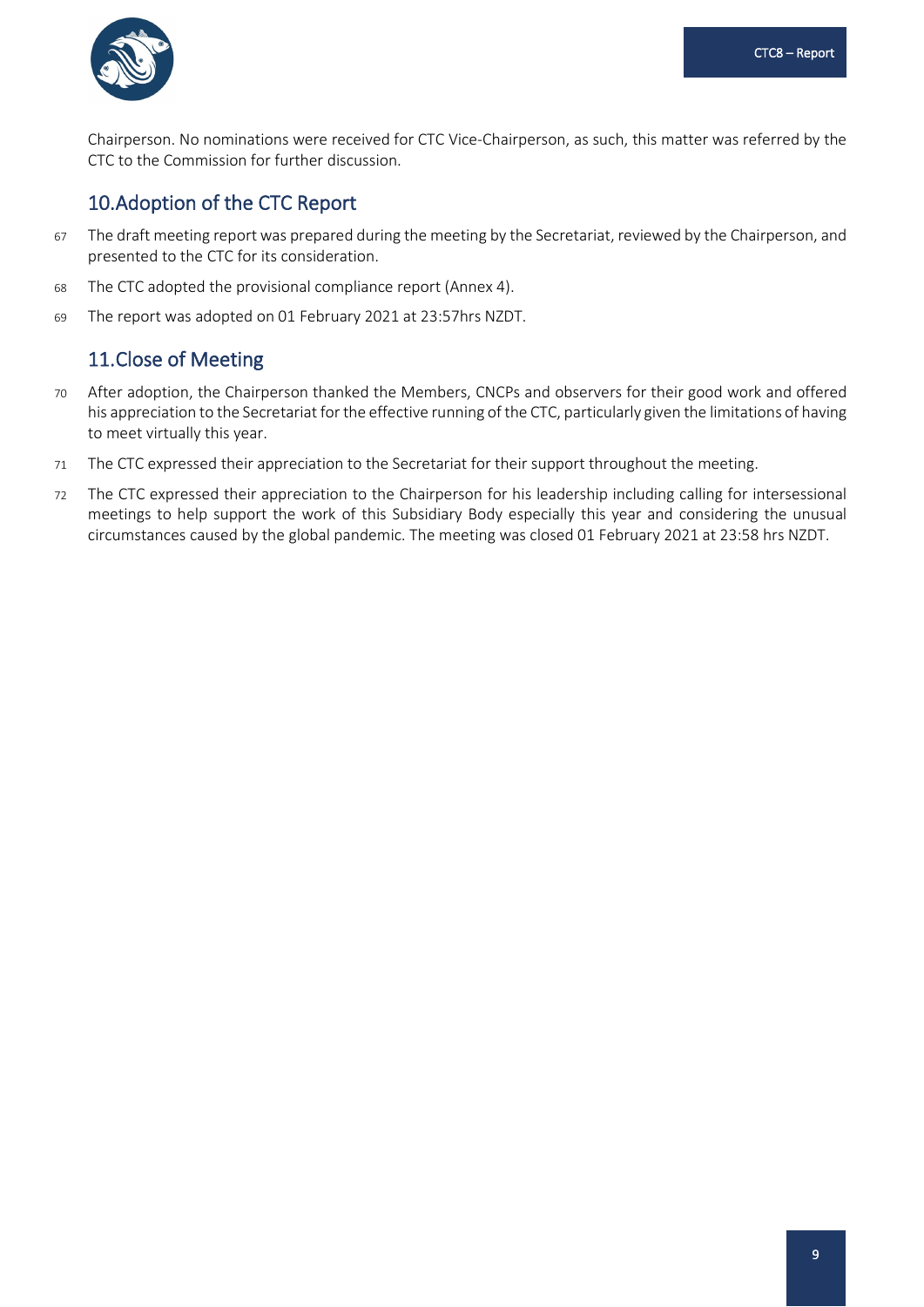Chairperson. No nominations were received for CTC Vice-Chairperson, as such, this matter was referred by the CTC to the Commission for further discussion.

## 10. Adoption of the CTC Report

67 The draft meeting report was prepared during the meeting by the Secretariat, reviewed by the Chairperson, and presented to the CTC for its consideration.

68 The CTC adopted the provisional compliance report (Annex 4).

69 The report was adopted on 01 February 2021 at 23:57hrs NZDT.

## 11. Close of Meeting

70 After adoption, the Chairperson thanked the Members, CNCPs and observers for their good work and offered his appreciation to the Secretariat for the effective running of the CTC, particularly given the limitations of having to meet virtually this year.

71 The CTC expressed their appreciation to the Secretariat for their support throughout the meeting.

72 The CTC expressed their appreciation to the Chairperson for his leadership including calling for intersessional meetings to help support the work of this Subsidiary Body especially this year and considering the unusual circumstances caused by the global pandemic. The meeting was closed 01 February 2021 at 23:58 hrs NZDT.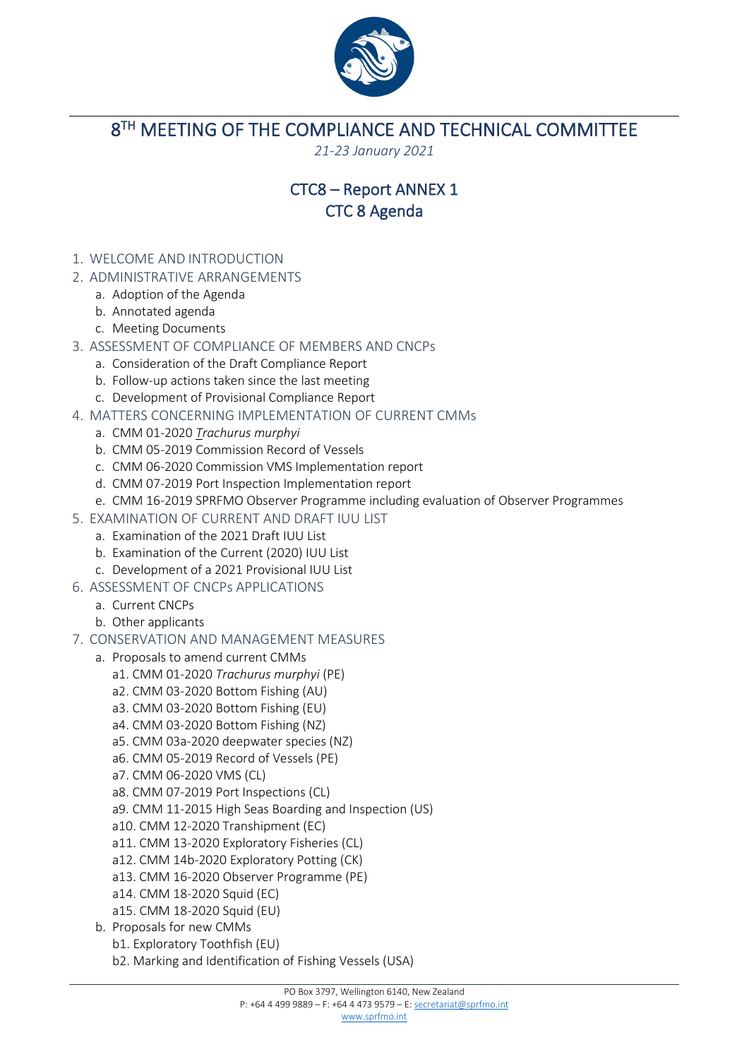# 8TH MEETING OF THE COMPLIANCE AND TECHNICAL COMMITTEE

*21-23 January 2021*

## CTC8 – Report ANNEX 1
## CTC 8 Agenda

1. WELCOME AND INTRODUCTION
2. ADMINISTRATIVE ARRANGEMENTS
   a. Adoption of the Agenda
   b. Annotated agenda
   c. Meeting Documents
3. ASSESSMENT OF COMPLIANCE OF MEMBERS AND CNCPs
   a. Consideration of the Draft Compliance Report
   b. Follow-up actions taken since the last meeting
   c. Development of Provisional Compliance Report
4. MATTERS CONCERNING IMPLEMENTATION OF CURRENT CMMs
   a. CMM 01-2020 *Trachurus murphyi*
   b. CMM 05-2019 Commission Record of Vessels
   c. CMM 06-2020 Commission VMS Implementation report
   d. CMM 07-2019 Port Inspection Implementation report
   e. CMM 16-2019 SPRFMO Observer Programme including evaluation of Observer Programmes
5. EXAMINATION OF CURRENT AND DRAFT IUU LIST
   a. Examination of the 2021 Draft IUU List
   b. Examination of the Current (2020) IUU List
   c. Development of a 2021 Provisional IUU List
6. ASSESSMENT OF CNCPs APPLICATIONS
   a. Current CNCPs
   b. Other applicants
7. CONSERVATION AND MANAGEMENT MEASURES
   a. Proposals to amend current CMMs
      a1. CMM 01-2020 *Trachurus murphyi* (PE)
      a2. CMM 03-2020 Bottom Fishing (AU)
      a3. CMM 03-2020 Bottom Fishing (EU)
      a4. CMM 03-2020 Bottom Fishing (NZ)
      a5. CMM 03a-2020 deepwater species (NZ)
      a6. CMM 05-2019 Record of Vessels (PE)
      a7. CMM 06-2020 VMS (CL)
      a8. CMM 07-2019 Port Inspections (CL)
      a9. CMM 11-2015 High Seas Boarding and Inspection (US)
      a10. CMM 12-2020 Transhipment (EC)
      a11. CMM 13-2020 Exploratory Fisheries (CL)
      a12. CMM 14b-2020 Exploratory Potting (CK)
      a13. CMM 16-2020 Observer Programme (PE)
      a14. CMM 18-2020 Squid (EC)
      a15. CMM 18-2020 Squid (EU)
   b. Proposals for new CMMs
      b1. Exploratory Toothfish (EU)
      b2. Marking and Identification of Fishing Vessels (USA)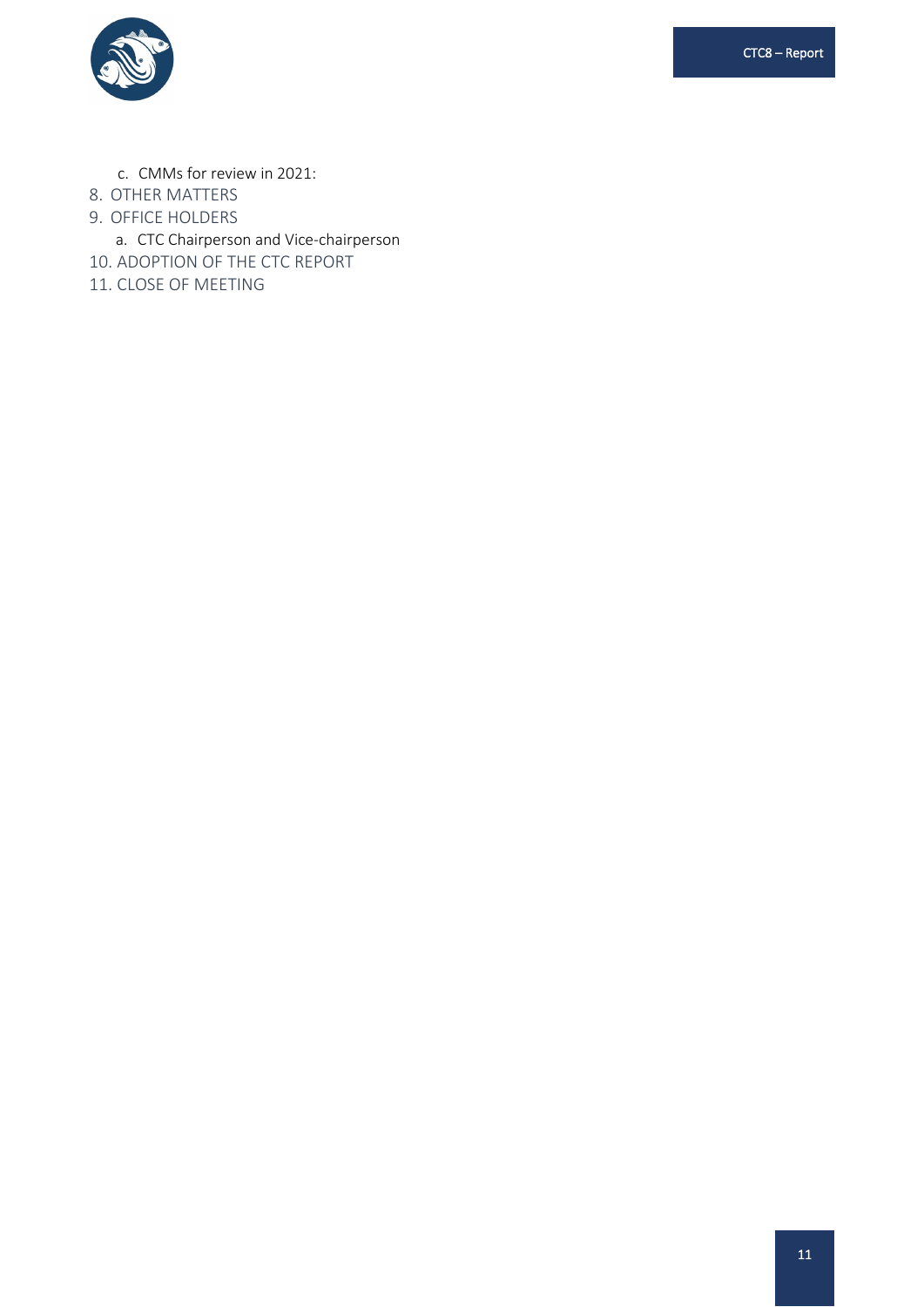c. CMMs for review in 2021:

8. OTHER MATTERS
9. OFFICE HOLDERS
   a. CTC Chairperson and Vice-chairperson
10. ADOPTION OF THE CTC REPORT
11. CLOSE OF MEETING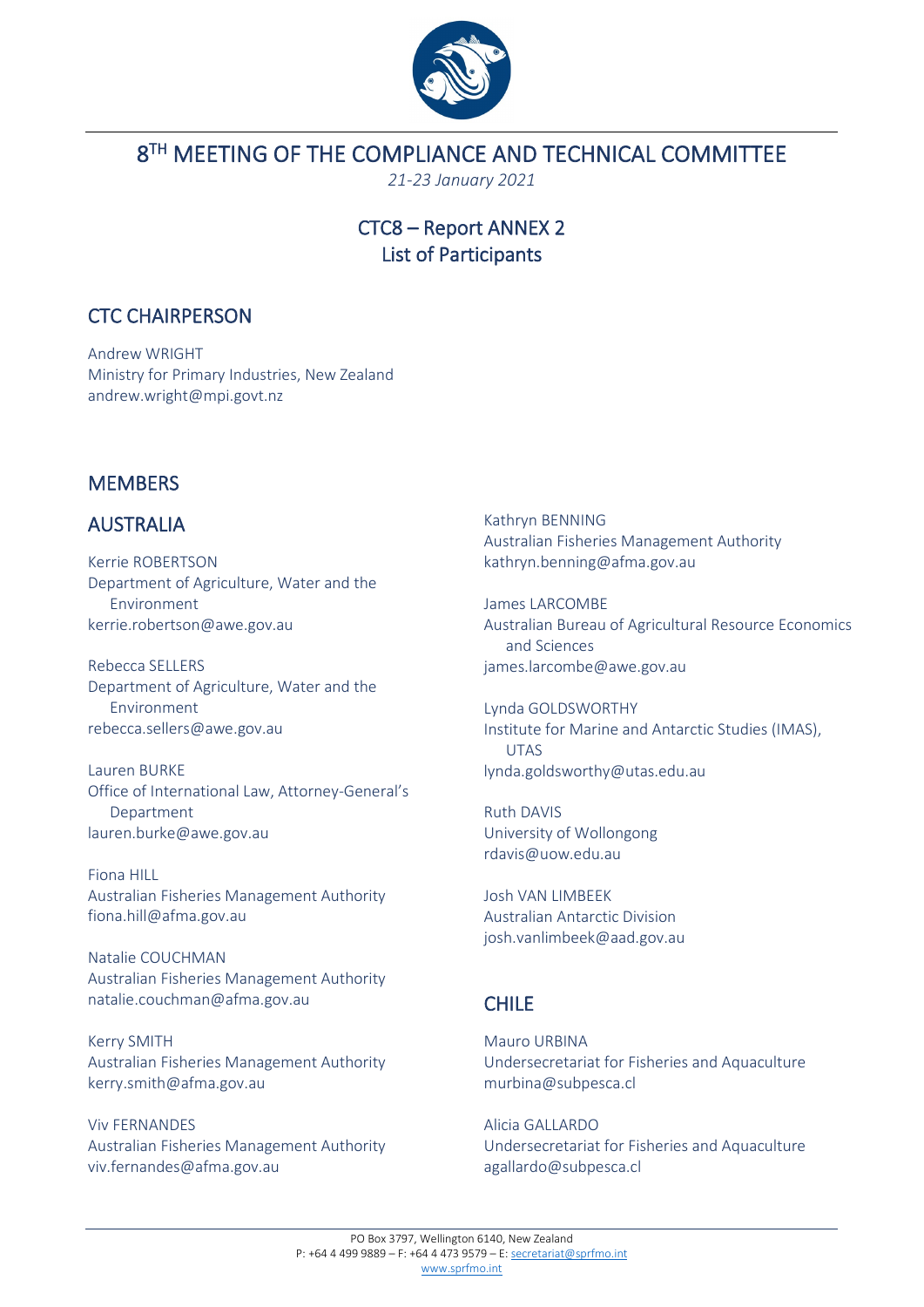# 8TH MEETING OF THE COMPLIANCE AND TECHNICAL COMMITTEE

*21-23 January 2021*

## CTC8 – Report ANNEX 2
## List of Participants

## CTC CHAIRPERSON

Andrew WRIGHT
Ministry for Primary Industries, New Zealand
andrew.wright@mpi.govt.nz

## MEMBERS

## AUSTRALIA

Kerrie ROBERTSON
Department of Agriculture, Water and the Environment
kerrie.robertson@awe.gov.au

Rebecca SELLERS
Department of Agriculture, Water and the Environment
rebecca.sellers@awe.gov.au

Lauren BURKE
Office of International Law, Attorney-General's Department
lauren.burke@awe.gov.au

Fiona HILL
Australian Fisheries Management Authority
fiona.hill@afma.gov.au

Natalie COUCHMAN
Australian Fisheries Management Authority
natalie.couchman@afma.gov.au

Kerry SMITH
Australian Fisheries Management Authority
kerry.smith@afma.gov.au

Viv FERNANDES
Australian Fisheries Management Authority
viv.fernandes@afma.gov.au

Kathryn BENNING
Australian Fisheries Management Authority
kathryn.benning@afma.gov.au

James LARCOMBE
Australian Bureau of Agricultural Resource Economics and Sciences
james.larcombe@awe.gov.au

Lynda GOLDSWORTHY
Institute for Marine and Antarctic Studies (IMAS), UTAS
lynda.goldsworthy@utas.edu.au

Ruth DAVIS
University of Wollongong
rdavis@uow.edu.au

Josh VAN LIMBEEK
Australian Antarctic Division
josh.vanlimbeek@aad.gov.au

## CHILE

Mauro URBINA
Undersecretariat for Fisheries and Aquaculture
murbina@subpesca.cl

Alicia GALLARDO
Undersecretariat for Fisheries and Aquaculture
agallardo@subpesca.cl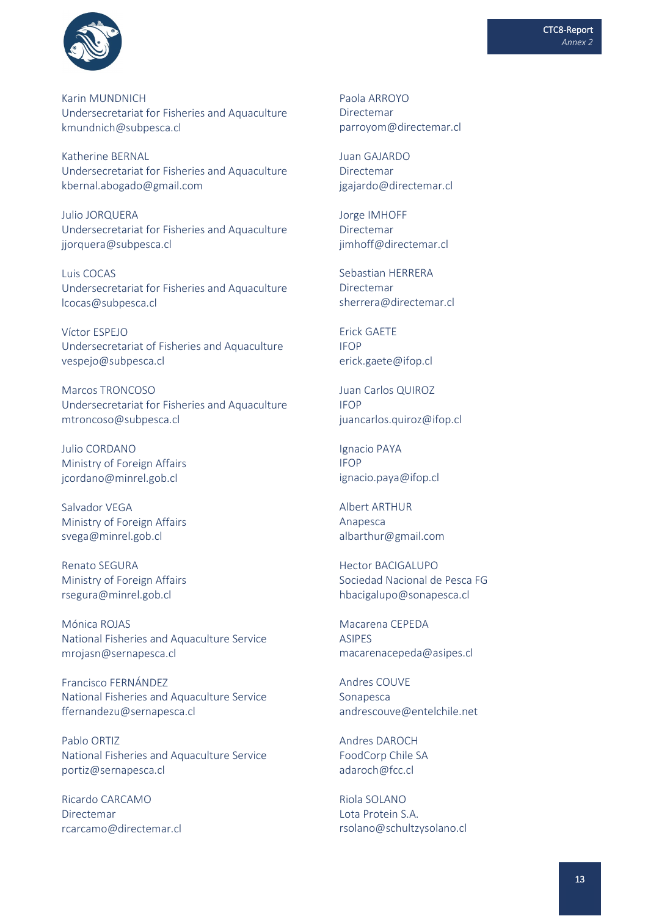Karin MUNDNICH
Undersecretariat for Fisheries and Aquaculture
kmundnich@subpesca.cl

Katherine BERNAL
Undersecretariat for Fisheries and Aquaculture
kbernal.abogado@gmail.com

Julio JORQUERA
Undersecretariat for Fisheries and Aquaculture
jjorquera@subpesca.cl

Luis COCAS
Undersecretariat for Fisheries and Aquaculture
lcocas@subpesca.cl

Víctor ESPEJO
Undersecretariat of Fisheries and Aquaculture
vespejo@subpesca.cl

Marcos TRONCOSO
Undersecretariat for Fisheries and Aquaculture
mtroncoso@subpesca.cl

Julio CORDANO
Ministry of Foreign Affairs
jcordano@minrel.gob.cl

Salvador VEGA
Ministry of Foreign Affairs
svega@minrel.gob.cl

Renato SEGURA
Ministry of Foreign Affairs
rsegura@minrel.gob.cl

Mónica ROJAS
National Fisheries and Aquaculture Service
mrojasn@sernapesca.cl

Francisco FERNÁNDEZ
National Fisheries and Aquaculture Service
ffernandezu@sernapesca.cl

Pablo ORTIZ
National Fisheries and Aquaculture Service
portiz@sernapesca.cl

Ricardo CARCAMO
Directemar
rcarcamo@directemar.cl

Paola ARROYO
Directemar
parroyom@directemar.cl

Juan GAJARDO
Directemar
jgajardo@directemar.cl

Jorge IMHOFF
Directemar
jimhoff@directemar.cl

Sebastian HERRERA
Directemar
sherrera@directemar.cl

Erick GAETE
IFOP
erick.gaete@ifop.cl

Juan Carlos QUIROZ
IFOP
juancarlos.quiroz@ifop.cl

Ignacio PAYA
IFOP
ignacio.paya@ifop.cl

Albert ARTHUR
Anapesca
albarthur@gmail.com

Hector BACIGALUPO
Sociedad Nacional de Pesca FG
hbacigalupo@sonapesca.cl

Macarena CEPEDA
ASIPES
macarenacepeda@asipes.cl

Andres COUVE
Sonapesca
andrescouve@entelchile.net

Andres DAROCH
FoodCorp Chile SA
adaroch@fcc.cl

Riola SOLANO
Lota Protein S.A.
rsolano@schultzysolano.cl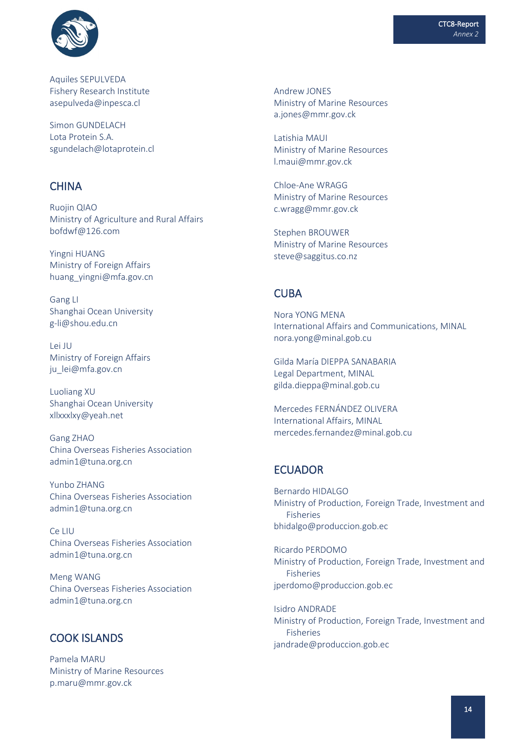Aquiles SEPULVEDA
Fishery Research Institute
asepulveda@inpesca.cl

Simon GUNDELACH
Lota Protein S.A.
sgundelach@lotaprotein.cl

## CHINA

Ruojin QIAO
Ministry of Agriculture and Rural Affairs
bofdwf@126.com

Yingni HUANG
Ministry of Foreign Affairs
huang_yingni@mfa.gov.cn

Gang LI
Shanghai Ocean University
g-li@shou.edu.cn

Lei JU
Ministry of Foreign Affairs
ju_lei@mfa.gov.cn

Luoliang XU
Shanghai Ocean University
xllxxxlxy@yeah.net

Gang ZHAO
China Overseas Fisheries Association
admin1@tuna.org.cn

Yunbo ZHANG
China Overseas Fisheries Association
admin1@tuna.org.cn

Ce LIU
China Overseas Fisheries Association
admin1@tuna.org.cn

Meng WANG
China Overseas Fisheries Association
admin1@tuna.org.cn

## COOK ISLANDS

Pamela MARU
Ministry of Marine Resources
p.maru@mmr.gov.ck

Andrew JONES
Ministry of Marine Resources
a.jones@mmr.gov.ck

Latishia MAUI
Ministry of Marine Resources
l.maui@mmr.gov.ck

Chloe-Ane WRAGG
Ministry of Marine Resources
c.wragg@mmr.gov.ck

Stephen BROUWER
Ministry of Marine Resources
steve@saggitus.co.nz

## CUBA

Nora YONG MENA
International Affairs and Communications, MINAL
nora.yong@minal.gob.cu

Gilda María DIEPPA SANABARIA
Legal Department, MINAL
gilda.dieppa@minal.gob.cu

Mercedes FERNÁNDEZ OLIVERA
International Affairs, MINAL
mercedes.fernandez@minal.gob.cu

## ECUADOR

Bernardo HIDALGO
Ministry of Production, Foreign Trade, Investment and Fisheries
bhidalgo@produccion.gob.ec

Ricardo PERDOMO
Ministry of Production, Foreign Trade, Investment and Fisheries
jperdomo@produccion.gob.ec

Isidro ANDRADE
Ministry of Production, Foreign Trade, Investment and Fisheries
jandrade@produccion.gob.ec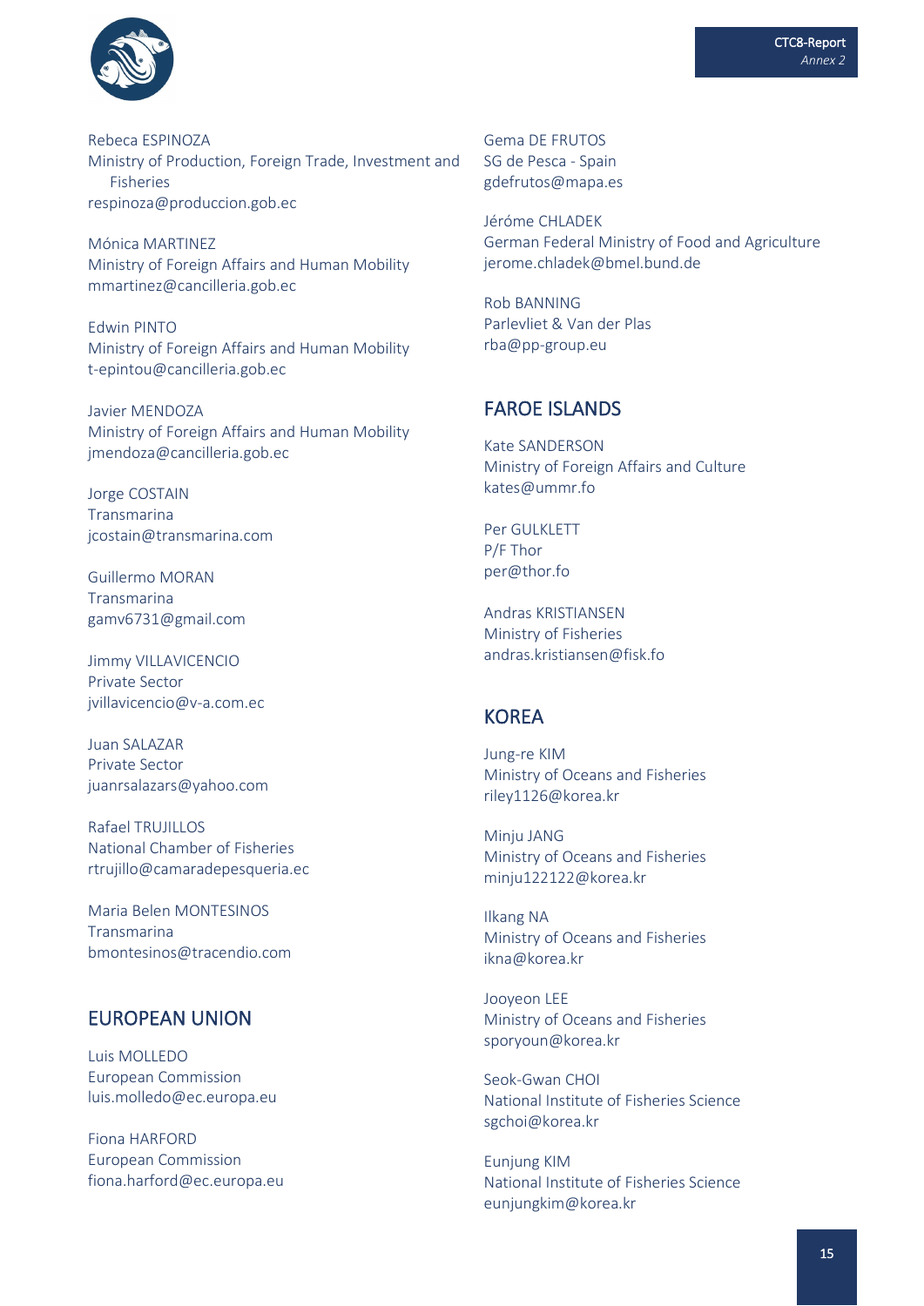Rebeca ESPINOZA
Ministry of Production, Foreign Trade, Investment and Fisheries
respinoza@produccion.gob.ec

Mónica MARTINEZ
Ministry of Foreign Affairs and Human Mobility
mmartinez@cancilleria.gob.ec

Edwin PINTO
Ministry of Foreign Affairs and Human Mobility
t-epintou@cancilleria.gob.ec

Javier MENDOZA
Ministry of Foreign Affairs and Human Mobility
jmendoza@cancilleria.gob.ec

Jorge COSTAIN
Transmarina
jcostain@transmarina.com

Guillermo MORAN
Transmarina
gamv6731@gmail.com

Jimmy VILLAVICENCIO
Private Sector
jvillavicencio@v-a.com.ec

Juan SALAZAR
Private Sector
juanrsalazars@yahoo.com

Rafael TRUJILLOS
National Chamber of Fisheries
rtrujillo@camaradepesqueria.ec

Maria Belen MONTESINOS
Transmarina
bmontesinos@tracendio.com

## EUROPEAN UNION

Luis MOLLEDO
European Commission
luis.molledo@ec.europa.eu

Fiona HARFORD
European Commission
fiona.harford@ec.europa.eu

Gema DE FRUTOS
SG de Pesca - Spain
gdefrutos@mapa.es

Jéróme CHLADEK
German Federal Ministry of Food and Agriculture
jerome.chladek@bmel.bund.de

Rob BANNING
Parlevliet & Van der Plas
rba@pp-group.eu

## FAROE ISLANDS

Kate SANDERSON
Ministry of Foreign Affairs and Culture
kates@ummr.fo

Per GULKLETT
P/F Thor
per@thor.fo

Andras KRISTIANSEN
Ministry of Fisheries
andras.kristiansen@fisk.fo

## KOREA

Jung-re KIM
Ministry of Oceans and Fisheries
riley1126@korea.kr

Minju JANG
Ministry of Oceans and Fisheries
minju122122@korea.kr

Ilkang NA
Ministry of Oceans and Fisheries
ikna@korea.kr

Jooyeon LEE
Ministry of Oceans and Fisheries
sporyoun@korea.kr

Seok-Gwan CHOI
National Institute of Fisheries Science
sgchoi@korea.kr

Eunjung KIM
National Institute of Fisheries Science
eunjungkim@korea.kr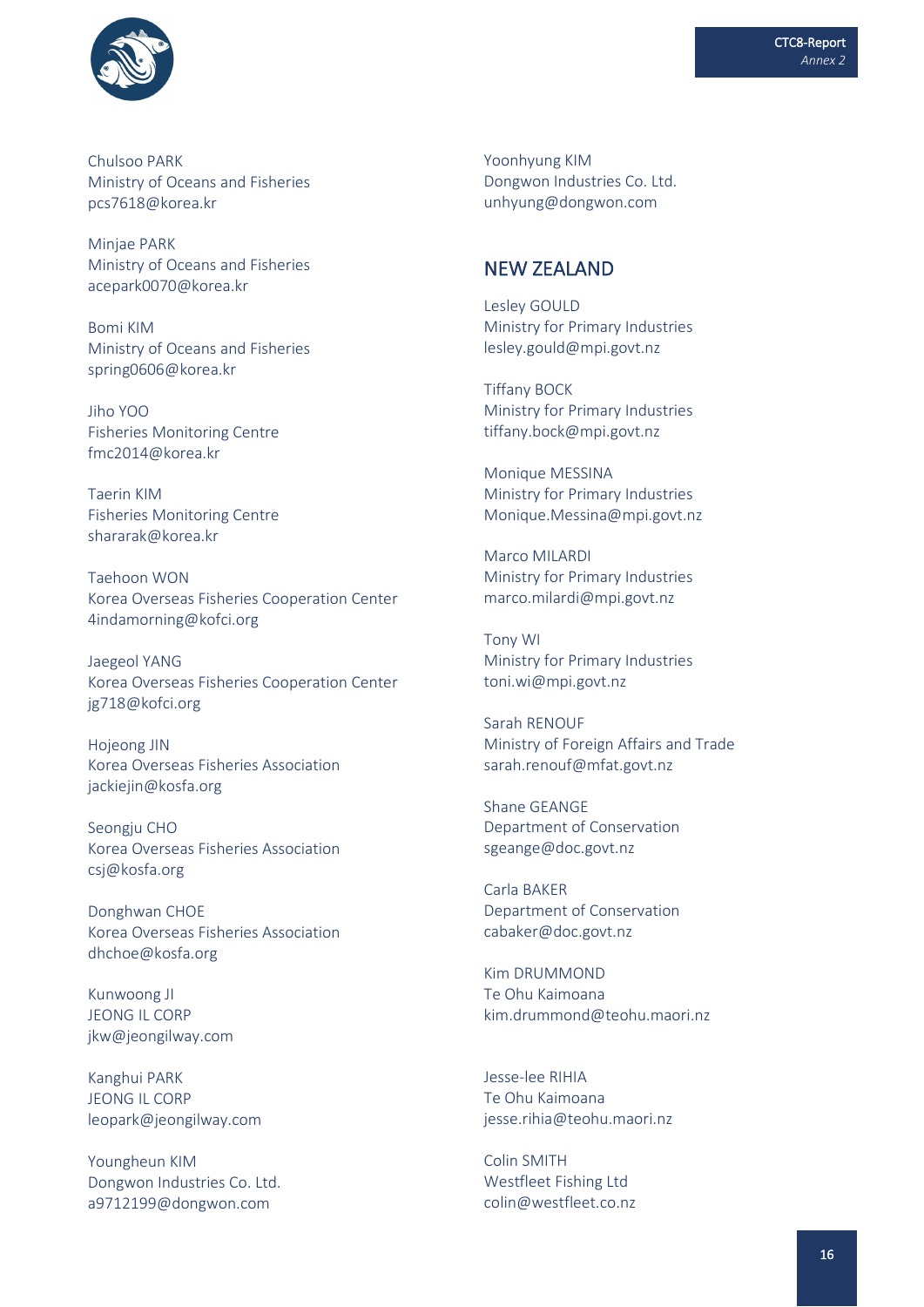Chulsoo PARK
Ministry of Oceans and Fisheries
pcs7618@korea.kr

Minjae PARK
Ministry of Oceans and Fisheries
acepark0070@korea.kr

Bomi KIM
Ministry of Oceans and Fisheries
spring0606@korea.kr

Jiho YOO
Fisheries Monitoring Centre
fmc2014@korea.kr

Taerin KIM
Fisheries Monitoring Centre
shararak@korea.kr

Taehoon WON
Korea Overseas Fisheries Cooperation Center
4indamorning@kofci.org

Jaegeol YANG
Korea Overseas Fisheries Cooperation Center
jg718@kofci.org

Hojeong JIN
Korea Overseas Fisheries Association
jackiejin@kosfa.org

Seongju CHO
Korea Overseas Fisheries Association
csj@kosfa.org

Donghwan CHOE
Korea Overseas Fisheries Association
dhchoe@kosfa.org

Kunwoong JI
JEONG IL CORP
jkw@jeongilway.com

Kanghui PARK
JEONG IL CORP
leopark@jeongilway.com

Youngheun KIM
Dongwon Industries Co. Ltd.
a9712199@dongwon.com

Yoonhyung KIM
Dongwon Industries Co. Ltd.
unhyung@dongwon.com

## NEW ZEALAND

Lesley GOULD
Ministry for Primary Industries
lesley.gould@mpi.govt.nz

Tiffany BOCK
Ministry for Primary Industries
tiffany.bock@mpi.govt.nz

Monique MESSINA
Ministry for Primary Industries
Monique.Messina@mpi.govt.nz

Marco MILARDI
Ministry for Primary Industries
marco.milardi@mpi.govt.nz

Tony WI
Ministry for Primary Industries
toni.wi@mpi.govt.nz

Sarah RENOUF
Ministry of Foreign Affairs and Trade
sarah.renouf@mfat.govt.nz

Shane GEANGE
Department of Conservation
sgeange@doc.govt.nz

Carla BAKER
Department of Conservation
cabaker@doc.govt.nz

Kim DRUMMOND
Te Ohu Kaimoana
kim.drummond@teohu.maori.nz

Jesse-lee RIHIA
Te Ohu Kaimoana
jesse.rihia@teohu.maori.nz

Colin SMITH
Westfleet Fishing Ltd
colin@westfleet.co.nz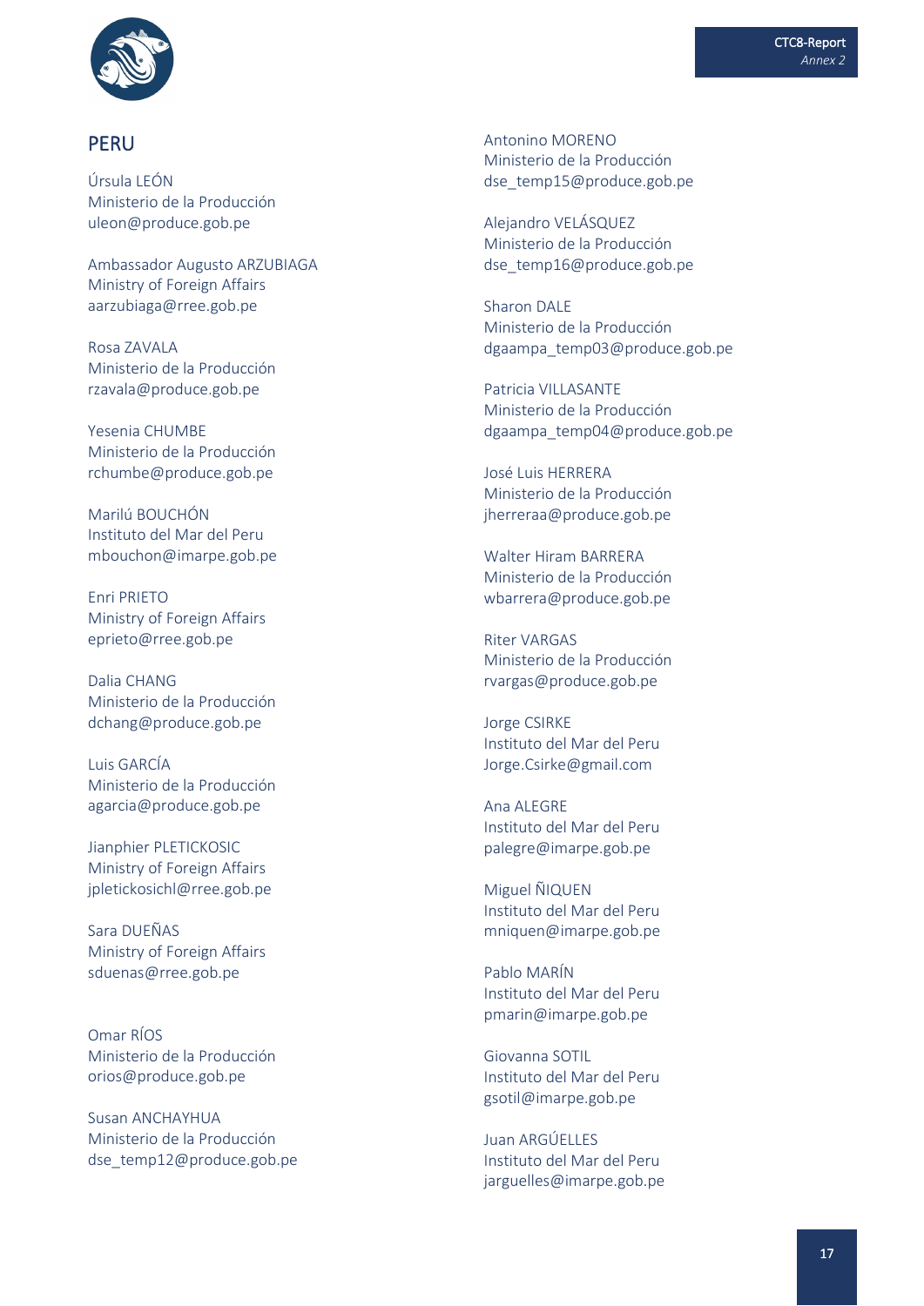## PERU

Úrsula LEÓN
Ministerio de la Producción
uleon@produce.gob.pe

Ambassador Augusto ARZUBIAGA
Ministry of Foreign Affairs
aarzubiaga@rree.gob.pe

Rosa ZAVALA
Ministerio de la Producción
rzavala@produce.gob.pe

Yesenia CHUMBE
Ministerio de la Producción
rchumbe@produce.gob.pe

Marilú BOUCHÓN
Instituto del Mar del Peru
mbouchon@imarpe.gob.pe

Enri PRIETO
Ministry of Foreign Affairs
eprieto@rree.gob.pe

Dalia CHANG
Ministerio de la Producción
dchang@produce.gob.pe

Luis GARCÍA
Ministerio de la Producción
agarcia@produce.gob.pe

Jianphier PLETICKOSIC
Ministry of Foreign Affairs
jpletickosichl@rree.gob.pe

Sara DUEÑAS
Ministry of Foreign Affairs
sduenas@rree.gob.pe

Omar RÍOS
Ministerio de la Producción
orios@produce.gob.pe

Susan ANCHAYHUA
Ministerio de la Producción
dse_temp12@produce.gob.pe

Antonino MORENO
Ministerio de la Producción
dse_temp15@produce.gob.pe

Alejandro VELÁSQUEZ
Ministerio de la Producción
dse_temp16@produce.gob.pe

Sharon DALE
Ministerio de la Producción
dgaampa_temp03@produce.gob.pe

Patricia VILLASANTE
Ministerio de la Producción
dgaampa_temp04@produce.gob.pe

José Luis HERRERA
Ministerio de la Producción
jherreraa@produce.gob.pe

Walter Hiram BARRERA
Ministerio de la Producción
wbarrera@produce.gob.pe

Riter VARGAS
Ministerio de la Producción
rvargas@produce.gob.pe

Jorge CSIRKE
Instituto del Mar del Peru
Jorge.Csirke@gmail.com

Ana ALEGRE
Instituto del Mar del Peru
palegre@imarpe.gob.pe

Miguel ÑIQUEN
Instituto del Mar del Peru
mniquen@imarpe.gob.pe

Pablo MARÍN
Instituto del Mar del Peru
pmarin@imarpe.gob.pe

Giovanna SOTIL
Instituto del Mar del Peru
gsotil@imarpe.gob.pe

Juan ARGÜELLES
Instituto del Mar del Peru
jarguelles@imarpe.gob.pe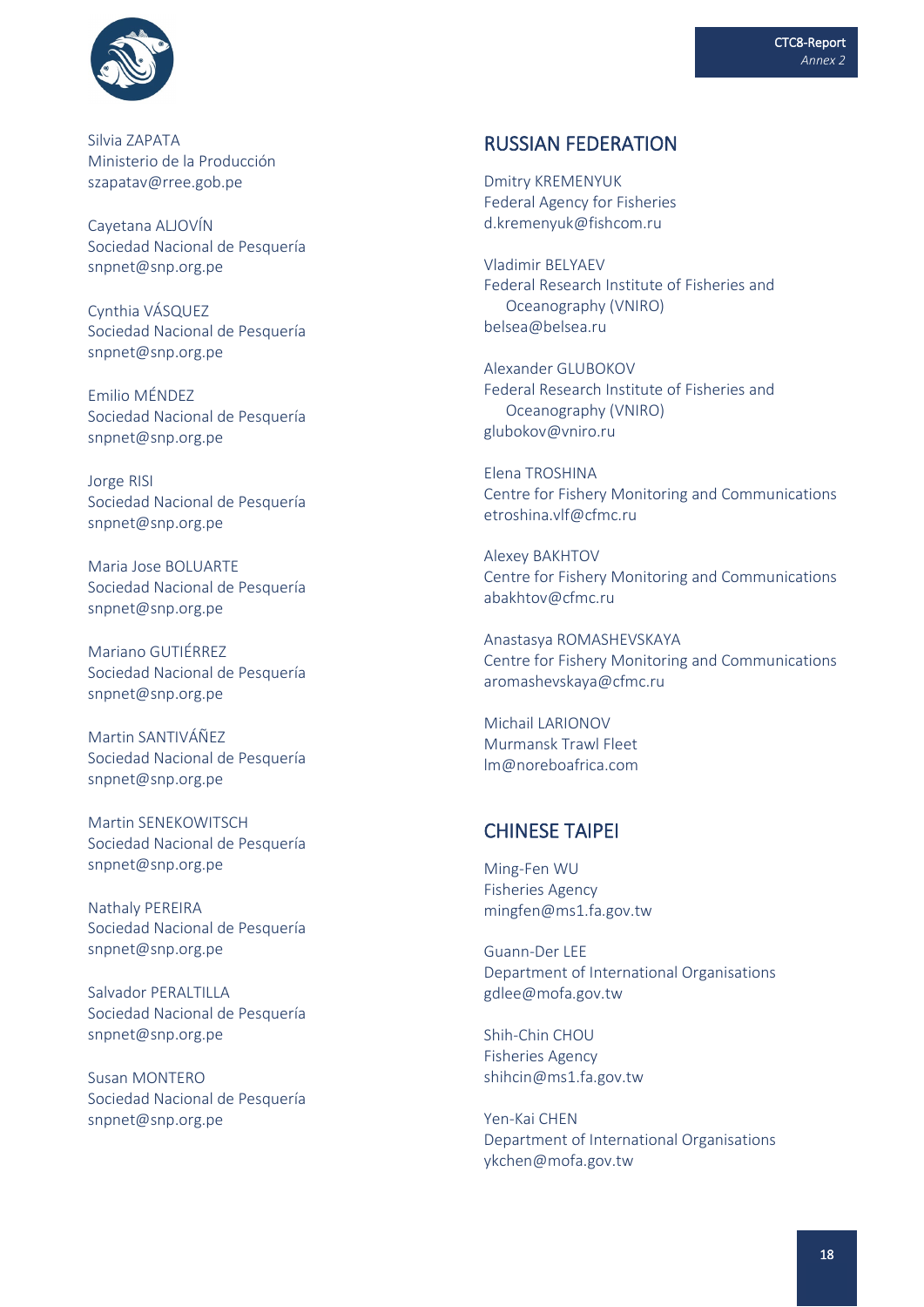Silvia ZAPATA
Ministerio de la Producción
szapatav@rree.gob.pe

Cayetana ALJOVÍN
Sociedad Nacional de Pesquería
snpnet@snp.org.pe

Cynthia VÁSQUEZ
Sociedad Nacional de Pesquería
snpnet@snp.org.pe

Emilio MÉNDEZ
Sociedad Nacional de Pesquería
snpnet@snp.org.pe

Jorge RISI
Sociedad Nacional de Pesquería
snpnet@snp.org.pe

Maria Jose BOLUARTE
Sociedad Nacional de Pesquería
snpnet@snp.org.pe

Mariano GUTIÉRREZ
Sociedad Nacional de Pesquería
snpnet@snp.org.pe

Martin SANTIVÁÑEZ
Sociedad Nacional de Pesquería
snpnet@snp.org.pe

Martin SENEKOWITSCH
Sociedad Nacional de Pesquería
snpnet@snp.org.pe

Nathaly PEREIRA
Sociedad Nacional de Pesquería
snpnet@snp.org.pe

Salvador PERALTILLA
Sociedad Nacional de Pesquería
snpnet@snp.org.pe

Susan MONTERO
Sociedad Nacional de Pesquería
snpnet@snp.org.pe

## RUSSIAN FEDERATION

Dmitry KREMENYUK
Federal Agency for Fisheries
d.kremenyuk@fishcom.ru

Vladimir BELYAEV
Federal Research Institute of Fisheries and Oceanography (VNIRO)
belsea@belsea.ru

Alexander GLUBOKOV
Federal Research Institute of Fisheries and Oceanography (VNIRO)
glubokov@vniro.ru

Elena TROSHINA
Centre for Fishery Monitoring and Communications
etroshina.vlf@cfmc.ru

Alexey BAKHTOV
Centre for Fishery Monitoring and Communications
abakhtov@cfmc.ru

Anastasya ROMASHEVSKAYA
Centre for Fishery Monitoring and Communications
aromashevskaya@cfmc.ru

Michail LARIONOV
Murmansk Trawl Fleet
lm@noreboafrica.com

## CHINESE TAIPEI

Ming-Fen WU
Fisheries Agency
mingfen@ms1.fa.gov.tw

Guann-Der LEE
Department of International Organisations
gdlee@mofa.gov.tw

Shih-Chin CHOU
Fisheries Agency
shihcin@ms1.fa.gov.tw

Yen-Kai CHEN
Department of International Organisations
ykchen@mofa.gov.tw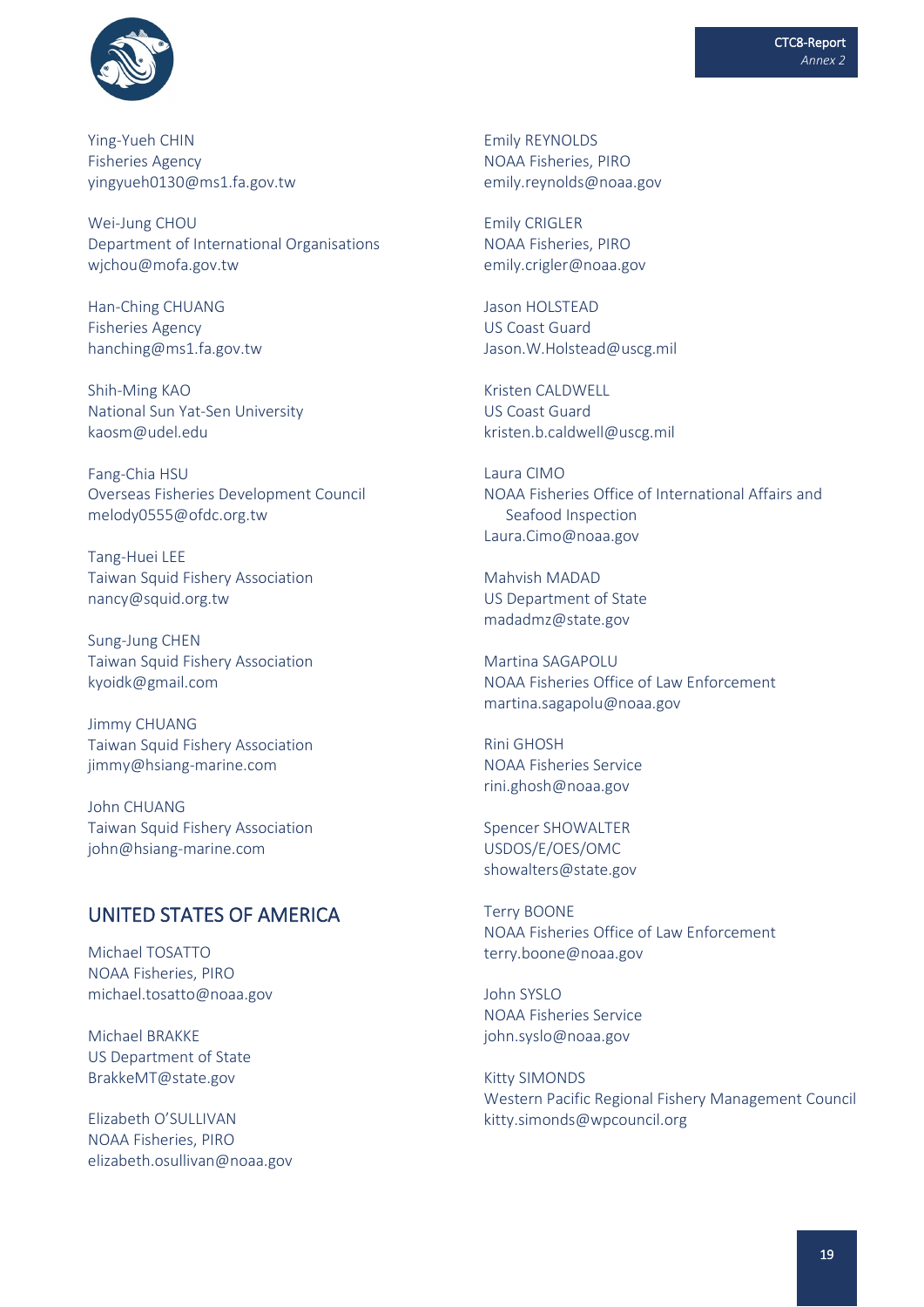Ying-Yueh CHIN
Fisheries Agency
yingyueh0130@ms1.fa.gov.tw

Wei-Jung CHOU
Department of International Organisations
wjchou@mofa.gov.tw

Han-Ching CHUANG
Fisheries Agency
hanching@ms1.fa.gov.tw

Shih-Ming KAO
National Sun Yat-Sen University
kaosm@udel.edu

Fang-Chia HSU
Overseas Fisheries Development Council
melody0555@ofdc.org.tw

Tang-Huei LEE
Taiwan Squid Fishery Association
nancy@squid.org.tw

Sung-Jung CHEN
Taiwan Squid Fishery Association
kyoidk@gmail.com

Jimmy CHUANG
Taiwan Squid Fishery Association
jimmy@hsiang-marine.com

John CHUANG
Taiwan Squid Fishery Association
john@hsiang-marine.com

## UNITED STATES OF AMERICA

Michael TOSATTO
NOAA Fisheries, PIRO
michael.tosatto@noaa.gov

Michael BRAKKE
US Department of State
BrakkeMT@state.gov

Elizabeth O'SULLIVAN
NOAA Fisheries, PIRO
elizabeth.osullivan@noaa.gov

Emily REYNOLDS
NOAA Fisheries, PIRO
emily.reynolds@noaa.gov

Emily CRIGLER
NOAA Fisheries, PIRO
emily.crigler@noaa.gov

Jason HOLSTEAD
US Coast Guard
Jason.W.Holstead@uscg.mil

Kristen CALDWELL
US Coast Guard
kristen.b.caldwell@uscg.mil

Laura CIMO
NOAA Fisheries Office of International Affairs and Seafood Inspection
Laura.Cimo@noaa.gov

Mahvish MADAD
US Department of State
madadmz@state.gov

Martina SAGAPOLU
NOAA Fisheries Office of Law Enforcement
martina.sagapolu@noaa.gov

Rini GHOSH
NOAA Fisheries Service
rini.ghosh@noaa.gov

Spencer SHOWALTER
USDOS/E/OES/OMC
showalters@state.gov

Terry BOONE
NOAA Fisheries Office of Law Enforcement
terry.boone@noaa.gov

John SYSLO
NOAA Fisheries Service
john.syslo@noaa.gov

Kitty SIMONDS
Western Pacific Regional Fishery Management Council
kitty.simonds@wpcouncil.org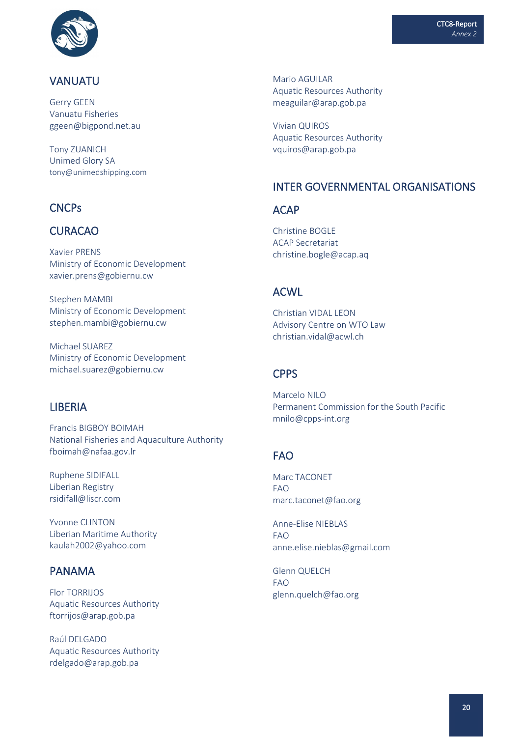## VANUATU

Gerry GEEN
Vanuatu Fisheries
ggeen@bigpond.net.au

Tony ZUANICH
Unimed Glory SA
tony@unimedshipping.com

## CNCPs

## CURACAO

Xavier PRENS
Ministry of Economic Development
xavier.prens@gobiernu.cw

Stephen MAMBI
Ministry of Economic Development
stephen.mambi@gobiernu.cw

Michael SUAREZ
Ministry of Economic Development
michael.suarez@gobiernu.cw

## LIBERIA

Francis BIGBOY BOIMAH
National Fisheries and Aquaculture Authority
fboimah@nafaa.gov.lr

Ruphene SIDIFALL
Liberian Registry
rsidifall@liscr.com

Yvonne CLINTON
Liberian Maritime Authority
kaulah2002@yahoo.com

## PANAMA

Flor TORRIJOS
Aquatic Resources Authority
ftorrijos@arap.gob.pa

Raúl DELGADO
Aquatic Resources Authority
rdelgado@arap.gob.pa

Mario AGUILAR
Aquatic Resources Authority
meaguilar@arap.gob.pa

Vivian QUIROS
Aquatic Resources Authority
vquiros@arap.gob.pa

## INTER GOVERNMENTAL ORGANISATIONS

## ACAP

Christine BOGLE
ACAP Secretariat
christine.bogle@acap.aq

## ACWL

Christian VIDAL LEON
Advisory Centre on WTO Law
christian.vidal@acwl.ch

## CPPS

Marcelo NILO
Permanent Commission for the South Pacific
mnilo@cpps-int.org

## FAO

Marc TACONET
FAO
marc.taconet@fao.org

Anne-Elise NIEBLAS
FAO
anne.elise.nieblas@gmail.com

Glenn QUELCH
FAO
glenn.quelch@fao.org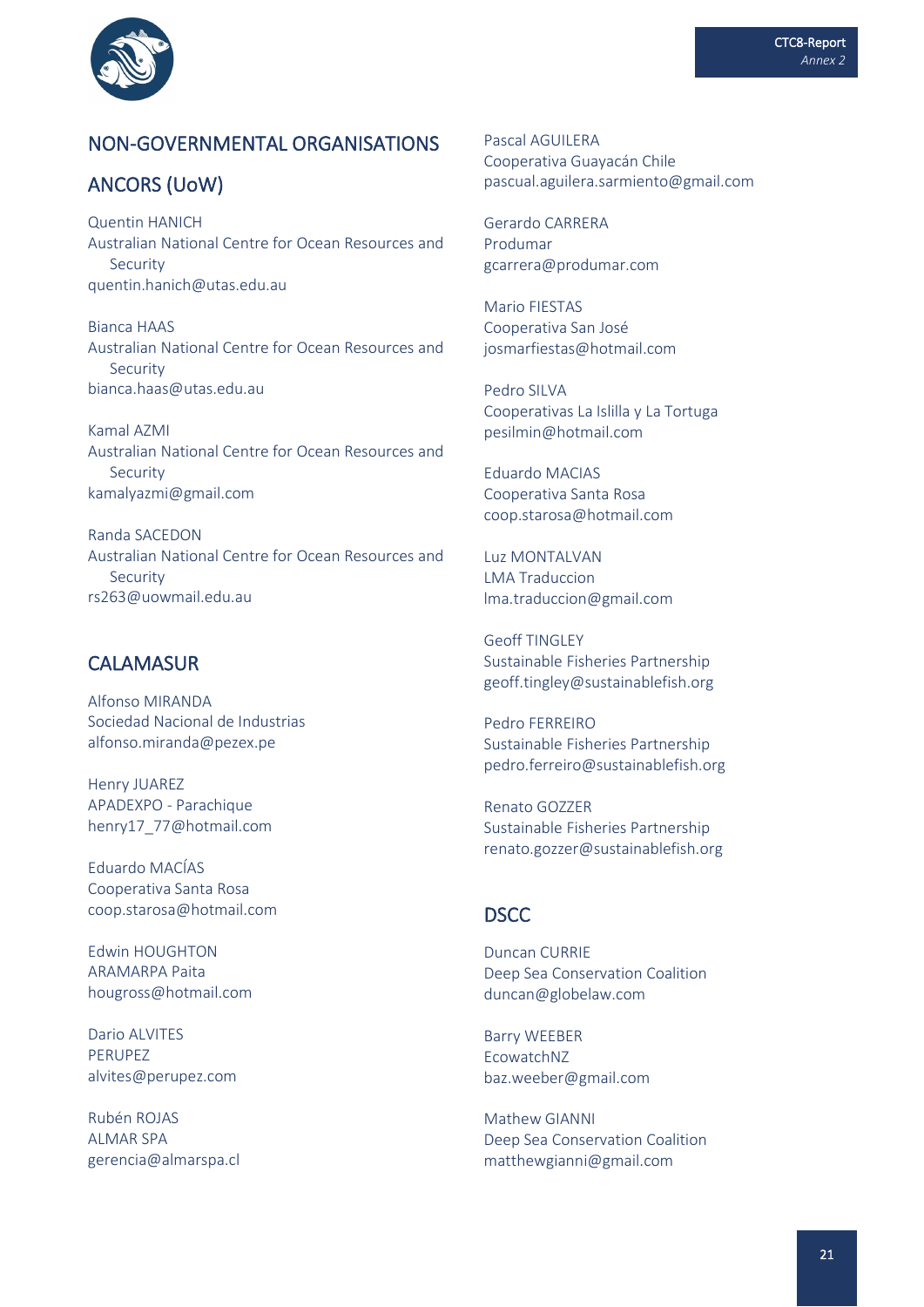## NON-GOVERNMENTAL ORGANISATIONS

### ANCORS (UoW)

Quentin HANICH
Australian National Centre for Ocean Resources and Security
quentin.hanich@utas.edu.au

Bianca HAAS
Australian National Centre for Ocean Resources and Security
bianca.haas@utas.edu.au

Kamal AZMI
Australian National Centre for Ocean Resources and Security
kamalyazmi@gmail.com

Randa SACEDON
Australian National Centre for Ocean Resources and Security
rs263@uowmail.edu.au

### CALAMASUR

Alfonso MIRANDA
Sociedad Nacional de Industrias
alfonso.miranda@pezex.pe

Henry JUAREZ
APADEXPO - Parachique
henry17_77@hotmail.com

Eduardo MACÍAS
Cooperativa Santa Rosa
coop.starosa@hotmail.com

Edwin HOUGHTON
ARAMARPA Paita
hougross@hotmail.com

Dario ALVITES
PERUPEZ
alvites@perupez.com

Rubén ROJAS
ALMAR SPA
gerencia@almarspa.cl

Pascal AGUILERA
Cooperativa Guayacán Chile
pascual.aguilera.sarmiento@gmail.com

Gerardo CARRERA
Produmar
gcarrera@produmar.com

Mario FIESTAS
Cooperativa San José
josmarfiestas@hotmail.com

Pedro SILVA
Cooperativas La Islilla y La Tortuga
pesilmin@hotmail.com

Eduardo MACIAS
Cooperativa Santa Rosa
coop.starosa@hotmail.com

Luz MONTALVAN
LMA Traduccion
lma.traduccion@gmail.com

Geoff TINGLEY
Sustainable Fisheries Partnership
geoff.tingley@sustainablefish.org

Pedro FERREIRO
Sustainable Fisheries Partnership
pedro.ferreiro@sustainablefish.org

Renato GOZZER
Sustainable Fisheries Partnership
renato.gozzer@sustainablefish.org

### DSCC

Duncan CURRIE
Deep Sea Conservation Coalition
duncan@globelaw.com

Barry WEEBER
EcowatchNZ
baz.weeber@gmail.com

Mathew GIANNI
Deep Sea Conservation Coalition
matthewgianni@gmail.com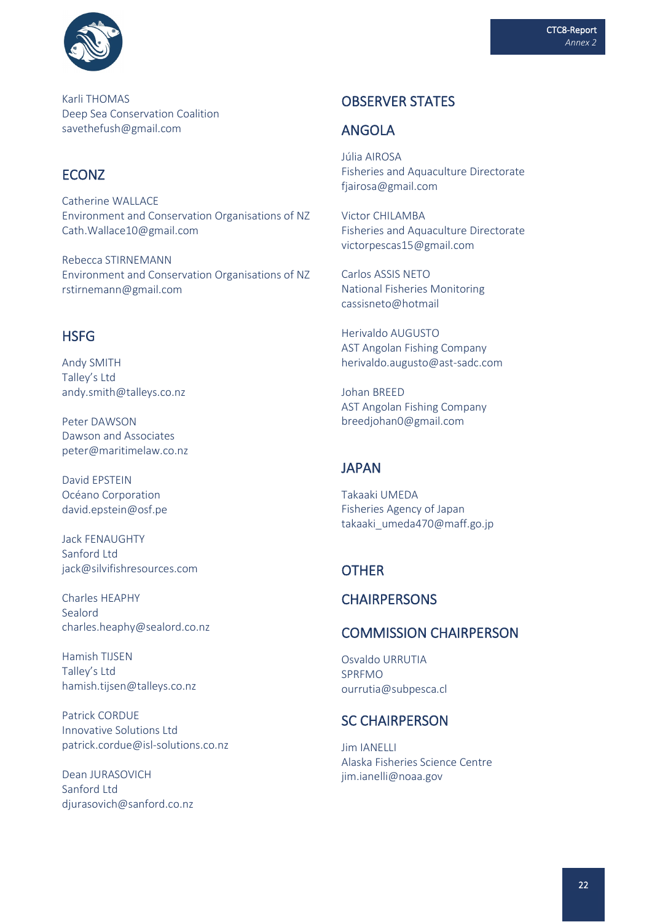Karli THOMAS
Deep Sea Conservation Coalition
savethefush@gmail.com

## ECONZ

Catherine WALLACE
Environment and Conservation Organisations of NZ
Cath.Wallace10@gmail.com

Rebecca STIRNEMANN
Environment and Conservation Organisations of NZ
rstirnemann@gmail.com

## HSFG

Andy SMITH
Talley's Ltd
andy.smith@talleys.co.nz

Peter DAWSON
Dawson and Associates
peter@maritimelaw.co.nz

David EPSTEIN
Océano Corporation
david.epstein@osf.pe

Jack FENAUGHTY
Sanford Ltd
jack@silvifishresources.com

Charles HEAPHY
Sealord
charles.heaphy@sealord.co.nz

Hamish TIJSEN
Talley's Ltd
hamish.tijsen@talleys.co.nz

Patrick CORDUE
Innovative Solutions Ltd
patrick.cordue@isl-solutions.co.nz

Dean JURASOVICH
Sanford Ltd
djurasovich@sanford.co.nz

## OBSERVER STATES

## ANGOLA

Júlia AIROSA
Fisheries and Aquaculture Directorate
fjairosa@gmail.com

Victor CHILAMBA
Fisheries and Aquaculture Directorate
victorpescas15@gmail.com

Carlos ASSIS NETO
National Fisheries Monitoring
cassisneto@hotmail

Herivaldo AUGUSTO
AST Angolan Fishing Company
herivaldo.augusto@ast-sadc.com

Johan BREED
AST Angolan Fishing Company
breedjohan0@gmail.com

## JAPAN

Takaaki UMEDA
Fisheries Agency of Japan
takaaki_umeda470@maff.go.jp

## OTHER

## CHAIRPERSONS

## COMMISSION CHAIRPERSON

Osvaldo URRUTIA
SPRFMO
ourrutia@subpesca.cl

## SC CHAIRPERSON

Jim IANELLI
Alaska Fisheries Science Centre
jim.ianelli@noaa.gov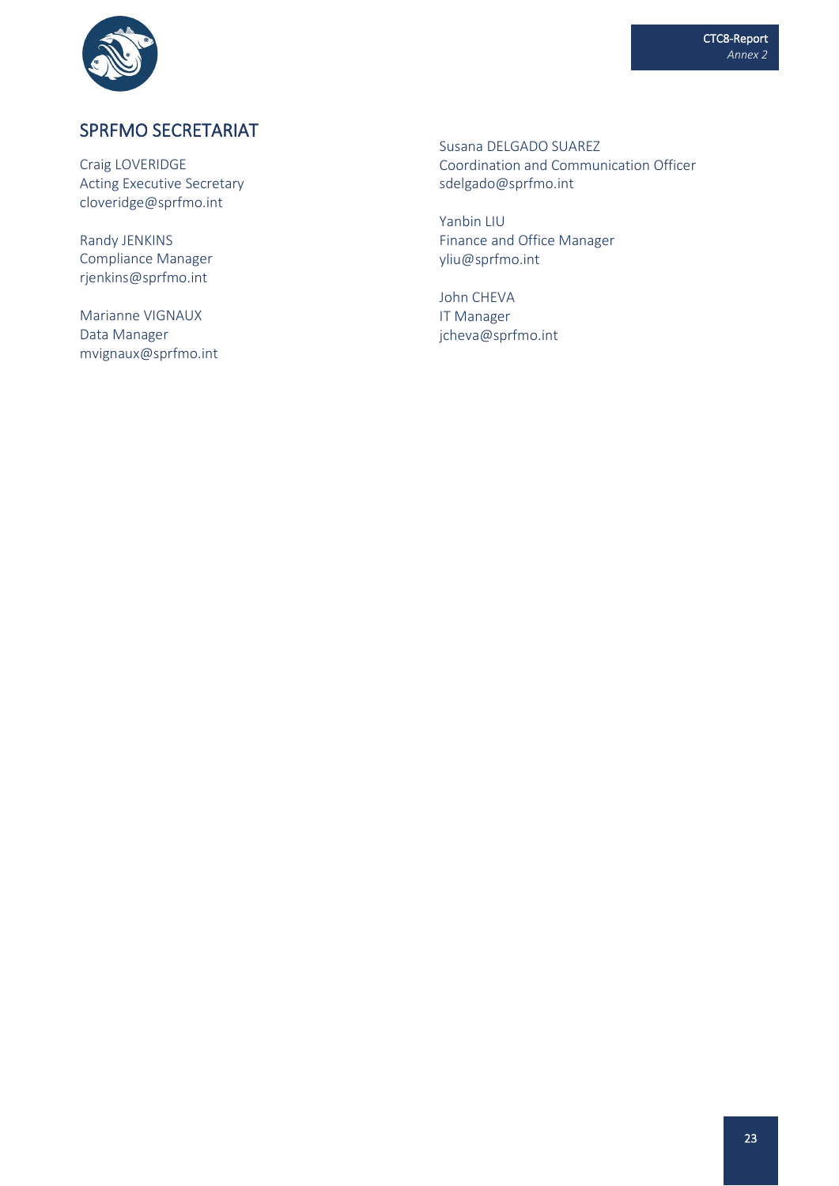## SPRFMO SECRETARIAT

Craig LOVERIDGE
Acting Executive Secretary
cloveridge@sprfmo.int

Randy JENKINS
Compliance Manager
rjenkins@sprfmo.int

Marianne VIGNAUX
Data Manager
mvignaux@sprfmo.int

Susana DELGADO SUAREZ
Coordination and Communication Officer
sdelgado@sprfmo.int

Yanbin LIU
Finance and Office Manager
yliu@sprfmo.int

John CHEVA
IT Manager
jcheva@sprfmo.int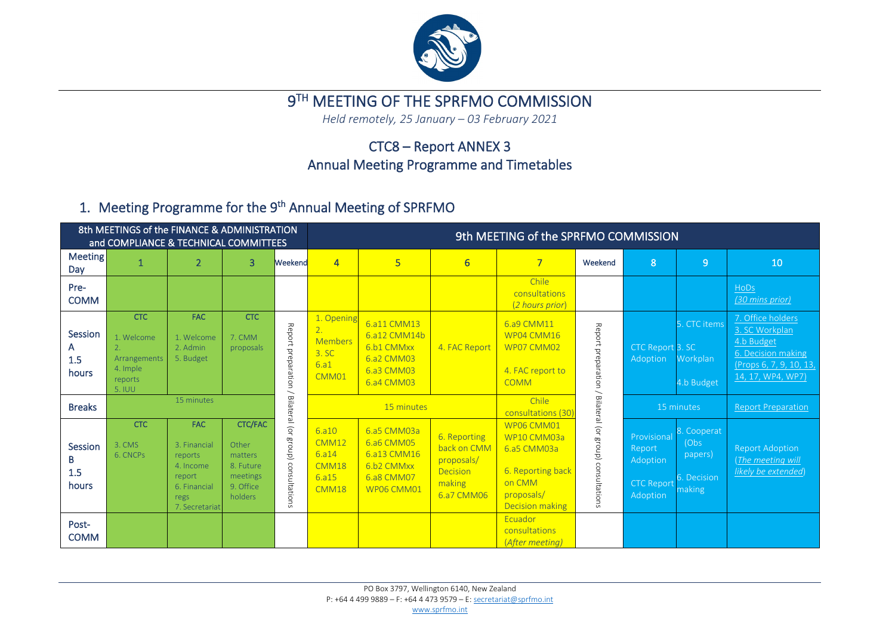# 9TH MEETING OF THE SPRFMO COMMISSION

*Held remotely, 25 January – 03 February 2021*

## CTC8 – Report ANNEX 3
## Annual Meeting Programme and Timetables

## 1. Meeting Programme for the 9th Annual Meeting of SPRFMO

| 8th MEETINGS of the FINANCE & ADMINISTRATION and COMPLIANCE & TECHNICAL COMMITTEES | | | | | 9th MEETING of the SPRFMO COMMISSION | | | | | | | |
|---|---|---|---|---|---|---|---|---|---|---|---|---|
| Meeting Day | 1 | 2 | 3 | Weekend | 4 | 5 | 6 | 7 | Weekend | 8 | 9 | 10 |
| Pre-COMM | | | | | | | | Chile consultations (2 hours prior) | | | | HoDs (30 mins prior) |
| Session A 1.5 hours | **CTC** 1. Welcome 2. Arrangements 4. Imple reports 5. IUU | **FAC** 1. Welcome 2. Admin 5. Budget | **CTC** 7. CMM proposals | Report preparation / Bilateral (or group) consultations | 1. Opening 2. Members 3. SC 6.a1 CMM01 | 6.a11 CMM13 6.a12 CMM14b 6.b1 CMMxx 6.a2 CMM03 6.a3 CMM03 6.a4 CMM03 | 4. FAC Report | 6.a9 CMM11 WP04 CMM16 WP07 CMM02 4. FAC report to COMM | Report preparation / Bilateral (or group) consultations | CTC Report Adoption | 5. CTC items 3. SC Workplan 4.b Budget | 7. Office holders 3. SC Workplan 4.b Budget 6. Decision making (Props 6, 7, 9, 10, 13, 14, 17, WP4, WP7) |
| Breaks | 15 minutes | | | | 15 minutes | | | Chile consultations (30) | | 15 minutes | | Report Preparation |
| Session B 1.5 hours | **CTC** 3. CMS 6. CNCPs | **FAC** 3. Financial reports 4. Income report 6. Financial regs 7. Secretariat | **CTC/FAC** Other matters 8. Future meetings 9. Office holders | | 6.a10 CMM12 6.a14 CMM18 6.a15 CMM18 | 6.a5 CMM03a 6.a6 CMM05 6.a13 CMM16 6.b2 CMMxx 6.a8 CMM07 WP06 CMM01 | 6. Reporting back on CMM proposals/ Decision making 6.a7 CMM06 | WP06 CMM01 WP10 CMM03a 6.a5 CMM03a 6. Reporting back on CMM proposals/ Decision making | | Provisional Report Adoption CTC Report Adoption | 8. Cooperat (Obs papers) 6. Decision making | Report Adoption (*The meeting will likely be extended*) |
| Post-COMM | | | | | | | | Ecuador consultations (After meeting) | | | | |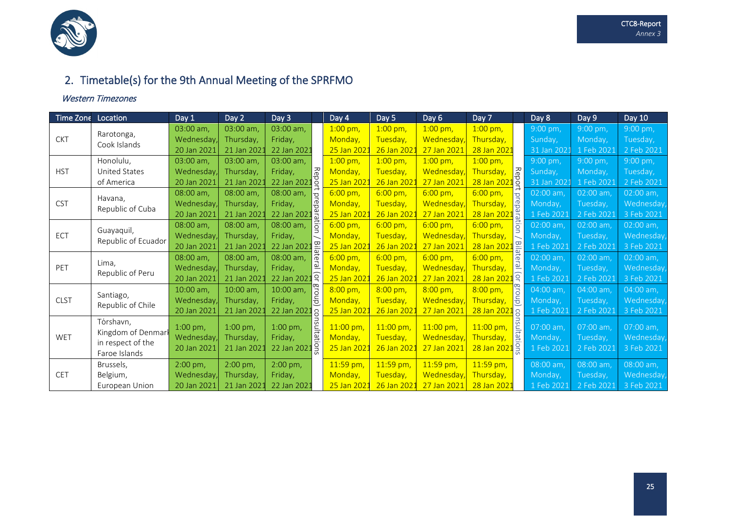## 2. Timetable(s) for the 9th Annual Meeting of the SPRFMO

*Western Timezones*

| Time Zone | Location | Day 1 | Day 2 | Day 3 | | Day 4 | Day 5 | Day 6 | Day 7 | | Day 8 | Day 9 | Day 10 |
|---|---|---|---|---|---|---|---|---|---|---|---|---|---|
| CKT | Rarotonga, Cook Islands | 03:00 am, Wednesday, 20 Jan 2021 | 03:00 am, Thursday, 21 Jan 2021 | 03:00 am, Friday, 22 Jan 2021 | Report preparation / Bilateral (or group) consultations | 1:00 pm, Monday, 25 Jan 2021 | 1:00 pm, Tuesday, 26 Jan 2021 | 1:00 pm, Wednesday, 27 Jan 2021 | 1:00 pm, Thursday, 28 Jan 2021 | Report preparation / Bilateral (or group) consultations | 9:00 pm, Sunday, 31 Jan 2021 | 9:00 pm, Monday, 1 Feb 2021 | 9:00 pm, Tuesday, 2 Feb 2021 |
| HST | Honolulu, United States of America | 03:00 am, Wednesday, 20 Jan 2021 | 03:00 am, Thursday, 21 Jan 2021 | 03:00 am, Friday, 22 Jan 2021 | | 1:00 pm, Monday, 25 Jan 2021 | 1:00 pm, Tuesday, 26 Jan 2021 | 1:00 pm, Wednesday, 27 Jan 2021 | 1:00 pm, Thursday, 28 Jan 2021 | | 9:00 pm, Sunday, 31 Jan 2021 | 9:00 pm, Monday, 1 Feb 2021 | 9:00 pm, Tuesday, 2 Feb 2021 |
| CST | Havana, Republic of Cuba | 08:00 am, Wednesday, 20 Jan 2021 | 08:00 am, Thursday, 21 Jan 2021 | 08:00 am, Friday, 22 Jan 2021 | | 6:00 pm, Monday, 25 Jan 2021 | 6:00 pm, Tuesday, 26 Jan 2021 | 6:00 pm, Wednesday, 27 Jan 2021 | 6:00 pm, Thursday, 28 Jan 2021 | | 02:00 am, Monday, 1 Feb 2021 | 02:00 am, Tuesday, 2 Feb 2021 | 02:00 am, Wednesday, 3 Feb 2021 |
| ECT | Guayaquil, Republic of Ecuador | 08:00 am, Wednesday, 20 Jan 2021 | 08:00 am, Thursday, 21 Jan 2021 | 08:00 am, Friday, 22 Jan 2021 | | 6:00 pm, Monday, 25 Jan 2021 | 6:00 pm, Tuesday, 26 Jan 2021 | 6:00 pm, Wednesday, 27 Jan 2021 | 6:00 pm, Thursday, 28 Jan 2021 | | 02:00 am, Monday, 1 Feb 2021 | 02:00 am, Tuesday, 2 Feb 2021 | 02:00 am, Wednesday, 3 Feb 2021 |
| PET | Lima, Republic of Peru | 08:00 am, Wednesday, 20 Jan 2021 | 08:00 am, Thursday, 21 Jan 2021 | 08:00 am, Friday, 22 Jan 2021 | | 6:00 pm, Monday, 25 Jan 2021 | 6:00 pm, Tuesday, 26 Jan 2021 | 6:00 pm, Wednesday, 27 Jan 2021 | 6:00 pm, Thursday, 28 Jan 2021 | | 02:00 am, Monday, 1 Feb 2021 | 02:00 am, Tuesday, 2 Feb 2021 | 02:00 am, Wednesday, 3 Feb 2021 |
| CLST | Santiago, Republic of Chile | 10:00 am, Wednesday, 20 Jan 2021 | 10:00 am, Thursday, 21 Jan 2021 | 10:00 am, Friday, 22 Jan 2021 | | 8:00 pm, Monday, 25 Jan 2021 | 8:00 pm, Tuesday, 26 Jan 2021 | 8:00 pm, Wednesday, 27 Jan 2021 | 8:00 pm, Thursday, 28 Jan 2021 | | 04:00 am, Monday, 1 Feb 2021 | 04:00 am, Tuesday, 2 Feb 2021 | 04:00 am, Wednesday, 3 Feb 2021 |
| WET | Tórshavn, Kingdom of Denmark in respect of the Faroe Islands | 1:00 pm, Wednesday, 20 Jan 2021 | 1:00 pm, Thursday, 21 Jan 2021 | 1:00 pm, Friday, 22 Jan 2021 | | 11:00 pm, Monday, 25 Jan 2021 | 11:00 pm, Tuesday, 26 Jan 2021 | 11:00 pm, Wednesday, 27 Jan 2021 | 11:00 pm, Thursday, 28 Jan 2021 | | 07:00 am, Monday, 1 Feb 2021 | 07:00 am, Tuesday, 2 Feb 2021 | 07:00 am, Wednesday, 3 Feb 2021 |
| CET | Brussels, Belgium, European Union | 2:00 pm, Wednesday, 20 Jan 2021 | 2:00 pm, Thursday, 21 Jan 2021 | 2:00 pm, Friday, 22 Jan 2021 | | 11:59 pm, Monday, 25 Jan 2021 | 11:59 pm, Tuesday, 26 Jan 2021 | 11:59 pm, Wednesday, 27 Jan 2021 | 11:59 pm, Thursday, 28 Jan 2021 | | 08:00 am, Monday, 1 Feb 2021 | 08:00 am, Tuesday, 2 Feb 2021 | 08:00 am, Wednesday, 3 Feb 2021 |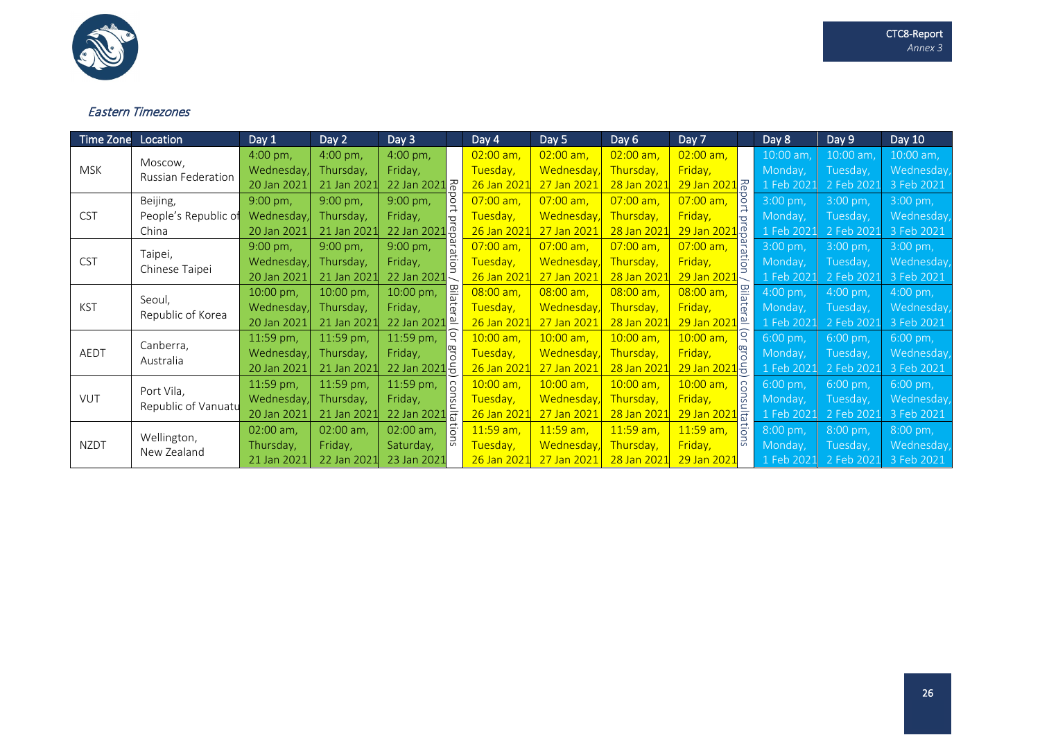### *Eastern Timezones*

| Time Zone | Location | Day 1 | Day 2 | Day 3 | | Day 4 | Day 5 | Day 6 | Day 7 | | Day 8 | Day 9 | Day 10 |
|---|---|---|---|---|---|---|---|---|---|---|---|---|---|
| MSK | Moscow, Russian Federation | 4:00 pm, Wednesday, 20 Jan 2021 | 4:00 pm, Thursday, 21 Jan 2021 | 4:00 pm, Friday, 22 Jan 2021 | Report preparation / Bilateral (or group) consultations | 02:00 am, Tuesday, 26 Jan 2021 | 02:00 am, Wednesday, 27 Jan 2021 | 02:00 am, Thursday, 28 Jan 2021 | 02:00 am, Friday, 29 Jan 2021 | Report preparation / Bilateral (or group) consultations | 10:00 am, Monday, 1 Feb 2021 | 10:00 am, Tuesday, 2 Feb 2021 | 10:00 am, Wednesday, 3 Feb 2021 |
| CST | Beijing, People's Republic of China | 9:00 pm, Wednesday, 20 Jan 2021 | 9:00 pm, Thursday, 21 Jan 2021 | 9:00 pm, Friday, 22 Jan 2021 | | 07:00 am, Tuesday, 26 Jan 2021 | 07:00 am, Wednesday, 27 Jan 2021 | 07:00 am, Thursday, 28 Jan 2021 | 07:00 am, Friday, 29 Jan 2021 | | 3:00 pm, Monday, 1 Feb 2021 | 3:00 pm, Tuesday, 2 Feb 2021 | 3:00 pm, Wednesday, 3 Feb 2021 |
| CST | Taipei, Chinese Taipei | 9:00 pm, Wednesday, 20 Jan 2021 | 9:00 pm, Thursday, 21 Jan 2021 | 9:00 pm, Friday, 22 Jan 2021 | | 07:00 am, Tuesday, 26 Jan 2021 | 07:00 am, Wednesday, 27 Jan 2021 | 07:00 am, Thursday, 28 Jan 2021 | 07:00 am, Friday, 29 Jan 2021 | | 3:00 pm, Monday, 1 Feb 2021 | 3:00 pm, Tuesday, 2 Feb 2021 | 3:00 pm, Wednesday, 3 Feb 2021 |
| KST | Seoul, Republic of Korea | 10:00 pm, Wednesday, 20 Jan 2021 | 10:00 pm, Thursday, 21 Jan 2021 | 10:00 pm, Friday, 22 Jan 2021 | | 08:00 am, Tuesday, 26 Jan 2021 | 08:00 am, Wednesday, 27 Jan 2021 | 08:00 am, Thursday, 28 Jan 2021 | 08:00 am, Friday, 29 Jan 2021 | | 4:00 pm, Monday, 1 Feb 2021 | 4:00 pm, Tuesday, 2 Feb 2021 | 4:00 pm, Wednesday, 3 Feb 2021 |
| AEDT | Canberra, Australia | 11:59 pm, Wednesday, 20 Jan 2021 | 11:59 pm, Thursday, 21 Jan 2021 | 11:59 pm, Friday, 22 Jan 2021 | | 10:00 am, Tuesday, 26 Jan 2021 | 10:00 am, Wednesday, 27 Jan 2021 | 10:00 am, Thursday, 28 Jan 2021 | 10:00 am, Friday, 29 Jan 2021 | | 6:00 pm, Monday, 1 Feb 2021 | 6:00 pm, Tuesday, 2 Feb 2021 | 6:00 pm, Wednesday, 3 Feb 2021 |
| VUT | Port Vila, Republic of Vanuatu | 11:59 pm, Wednesday, 20 Jan 2021 | 11:59 pm, Thursday, 21 Jan 2021 | 11:59 pm, Friday, 22 Jan 2021 | | 10:00 am, Tuesday, 26 Jan 2021 | 10:00 am, Wednesday, 27 Jan 2021 | 10:00 am, Thursday, 28 Jan 2021 | 10:00 am, Friday, 29 Jan 2021 | | 6:00 pm, Monday, 1 Feb 2021 | 6:00 pm, Tuesday, 2 Feb 2021 | 6:00 pm, Wednesday, 3 Feb 2021 |
| NZDT | Wellington, New Zealand | 02:00 am, Thursday, 21 Jan 2021 | 02:00 am, Friday, 22 Jan 2021 | 02:00 am, Saturday, 23 Jan 2021 | | 11:59 am, Tuesday, 26 Jan 2021 | 11:59 am, Wednesday, 27 Jan 2021 | 11:59 am, Thursday, 28 Jan 2021 | 11:59 am, Friday, 29 Jan 2021 | | 8:00 pm, Monday, 1 Feb 2021 | 8:00 pm, Tuesday, 2 Feb 2021 | 8:00 pm, Wednesday, 3 Feb 2021 |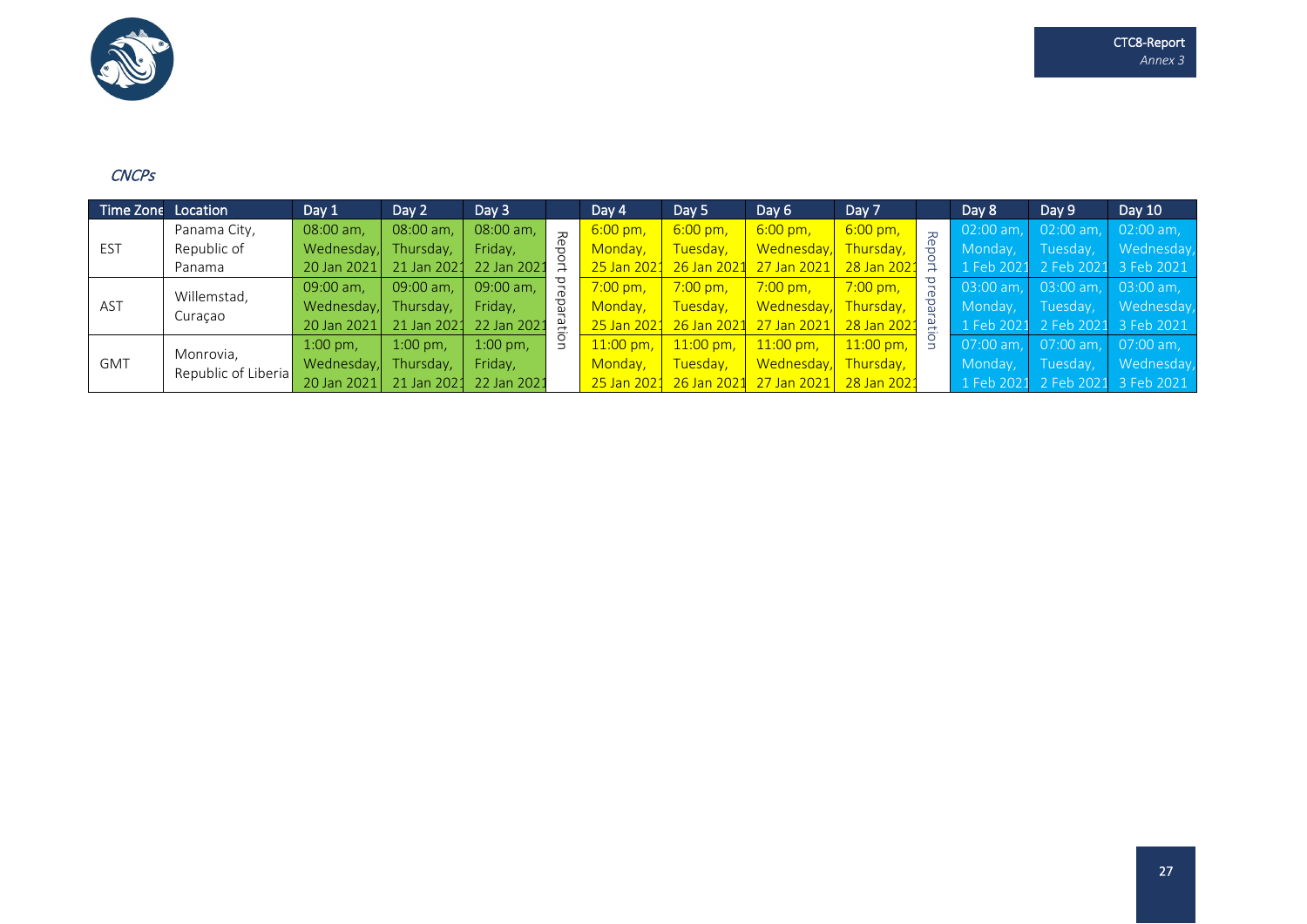*CNCPs*

| Time Zone | Location | Day 1 | Day 2 | Day 3 | | Day 4 | Day 5 | Day 6 | Day 7 | | Day 8 | Day 9 | Day 10 |
|---|---|---|---|---|---|---|---|---|---|---|---|---|---|
| EST | Panama City, Republic of Panama | 08:00 am, Wednesday, 20 Jan 2021 | 08:00 am, Thursday, 21 Jan 2021 | 08:00 am, Friday, 22 Jan 2021 | Report preparation | 6:00 pm, Monday, 25 Jan 2021 | 6:00 pm, Tuesday, 26 Jan 2021 | 6:00 pm, Wednesday, 27 Jan 2021 | 6:00 pm, Thursday, 28 Jan 2021 | Report preparation | 02:00 am, Monday, 1 Feb 2021 | 02:00 am, Tuesday, 2 Feb 2021 | 02:00 am, Wednesday, 3 Feb 2021 |
| AST | Willemstad, Curaçao | 09:00 am, Wednesday, 20 Jan 2021 | 09:00 am, Thursday, 21 Jan 2021 | 09:00 am, Friday, 22 Jan 2021 | | 7:00 pm, Monday, 25 Jan 2021 | 7:00 pm, Tuesday, 26 Jan 2021 | 7:00 pm, Wednesday, 27 Jan 2021 | 7:00 pm, Thursday, 28 Jan 2021 | | 03:00 am, Monday, 1 Feb 2021 | 03:00 am, Tuesday, 2 Feb 2021 | 03:00 am, Wednesday, 3 Feb 2021 |
| GMT | Monrovia, Republic of Liberia | 1:00 pm, Wednesday, 20 Jan 2021 | 1:00 pm, Thursday, 21 Jan 2021 | 1:00 pm, Friday, 22 Jan 2021 | | 11:00 pm, Monday, 25 Jan 2021 | 11:00 pm, Tuesday, 26 Jan 2021 | 11:00 pm, Wednesday, 27 Jan 2021 | 11:00 pm, Thursday, 28 Jan 2021 | | 07:00 am, Monday, 1 Feb 2021 | 07:00 am, Tuesday, 2 Feb 2021 | 07:00 am, Wednesday, 3 Feb 2021 |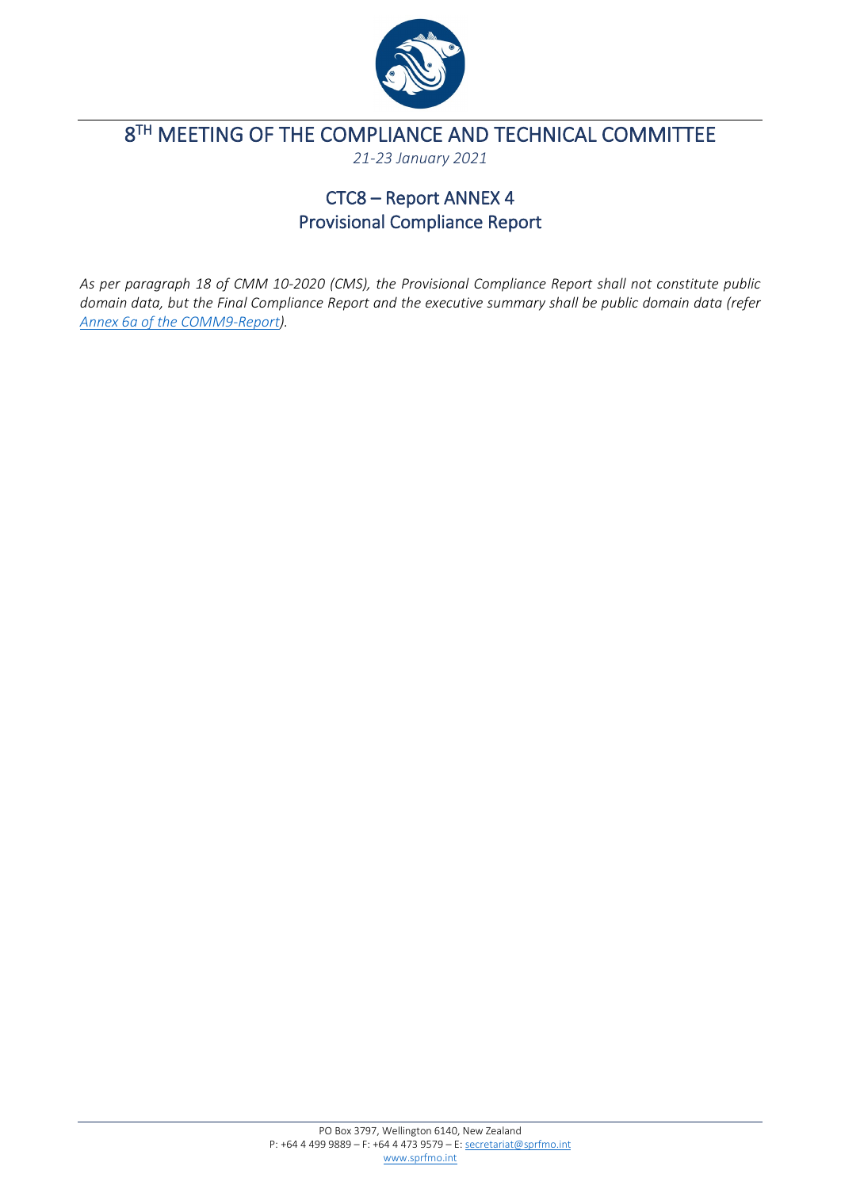# 8TH MEETING OF THE COMPLIANCE AND TECHNICAL COMMITTEE

*21-23 January 2021*

## CTC8 – Report ANNEX 4
## Provisional Compliance Report

*As per paragraph 18 of CMM 10-2020 (CMS), the Provisional Compliance Report shall not constitute public domain data, but the Final Compliance Report and the executive summary shall be public domain data (refer [Annex 6a of the COMM9-Report](#)).*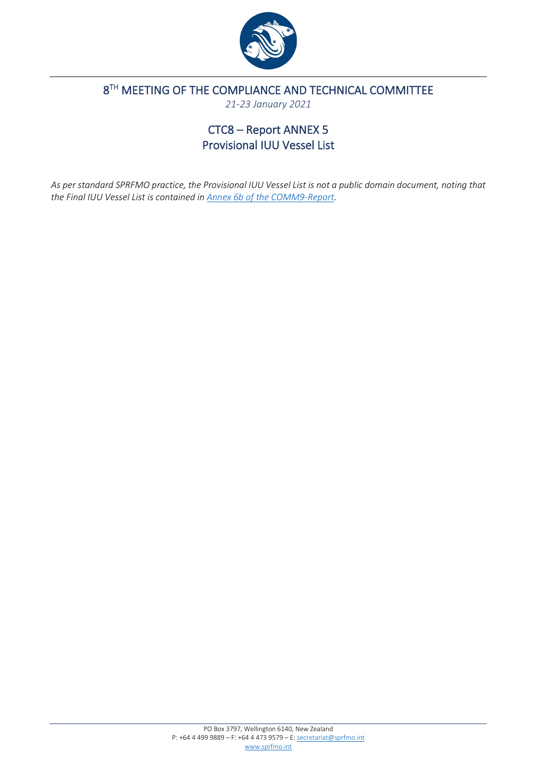# 8TH MEETING OF THE COMPLIANCE AND TECHNICAL COMMITTEE

*21-23 January 2021*

## CTC8 – Report ANNEX 5
## Provisional IUU Vessel List

*As per standard SPRFMO practice, the Provisional IUU Vessel List is not a public domain document, noting that the Final IUU Vessel List is contained in [Annex 6b of the COMM9-Report](Annex 6b of the COMM9-Report).*

PO Box 3797, Wellington 6140, New Zealand
P: +64 4 499 9889 – F: +64 4 473 9579 – E: secretariat@sprfmo.int
www.sprfmo.int